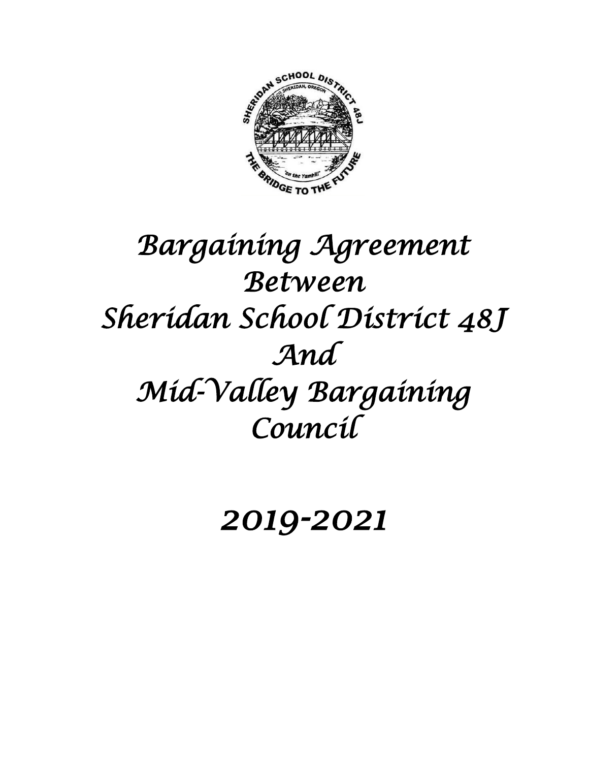# Bargaining Agreement Between Sheridan School District 48J And Mid-Valley Bargaining Council

## 2019-2021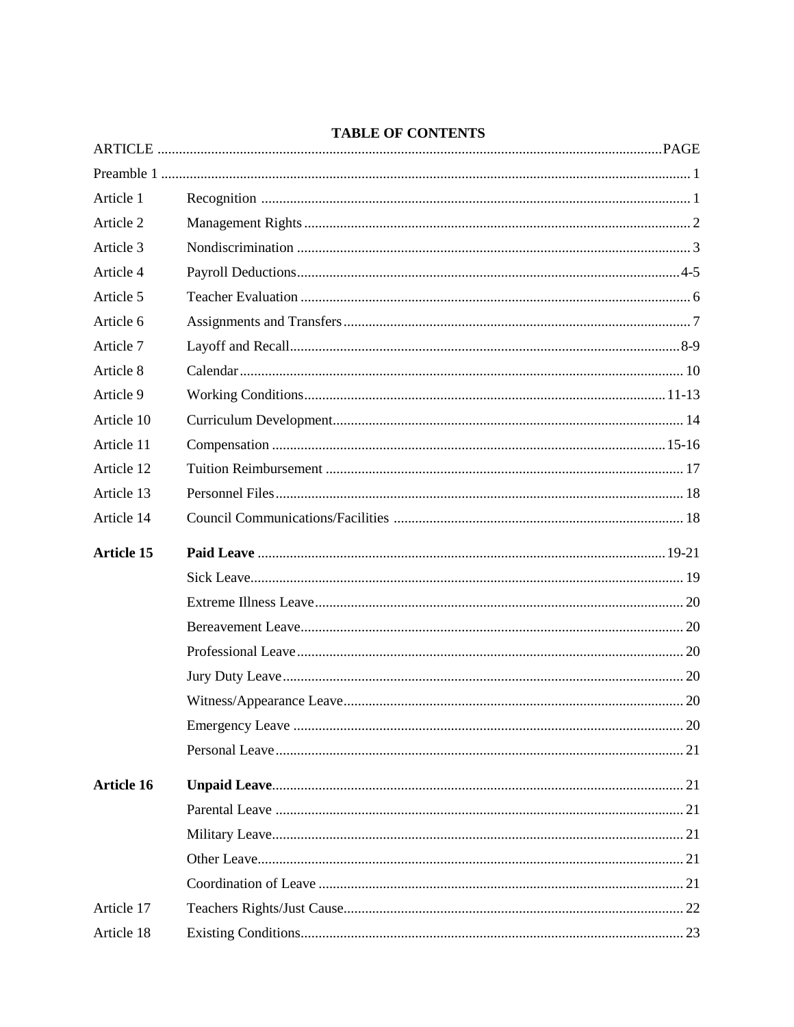# TABLE OF CONTENTS

| ARTICLE | | PAGE |
|---|---|---|
| Preamble 1 | | 1 |
| Article 1 | Recognition | 1 |
| Article 2 | Management Rights | 2 |
| Article 3 | Nondiscrimination | 3 |
| Article 4 | Payroll Deductions | 4-5 |
| Article 5 | Teacher Evaluation | 6 |
| Article 6 | Assignments and Transfers | 7 |
| Article 7 | Layoff and Recall | 8-9 |
| Article 8 | Calendar | 10 |
| Article 9 | Working Conditions | 11-13 |
| Article 10 | Curriculum Development | 14 |
| Article 11 | Compensation | 15-16 |
| Article 12 | Tuition Reimbursement | 17 |
| Article 13 | Personnel Files | 18 |
| Article 14 | Council Communications/Facilities | 18 |
| **Article 15** | **Paid Leave** | 19-21 |
| | Sick Leave | 19 |
| | Extreme Illness Leave | 20 |
| | Bereavement Leave | 20 |
| | Professional Leave | 20 |
| | Jury Duty Leave | 20 |
| | Witness/Appearance Leave | 20 |
| | Emergency Leave | 20 |
| | Personal Leave | 21 |
| **Article 16** | **Unpaid Leave** | 21 |
| | Parental Leave | 21 |
| | Military Leave | 21 |
| | Other Leave | 21 |
| | Coordination of Leave | 21 |
| Article 17 | Teachers Rights/Just Cause | 22 |
| Article 18 | Existing Conditions | 23 |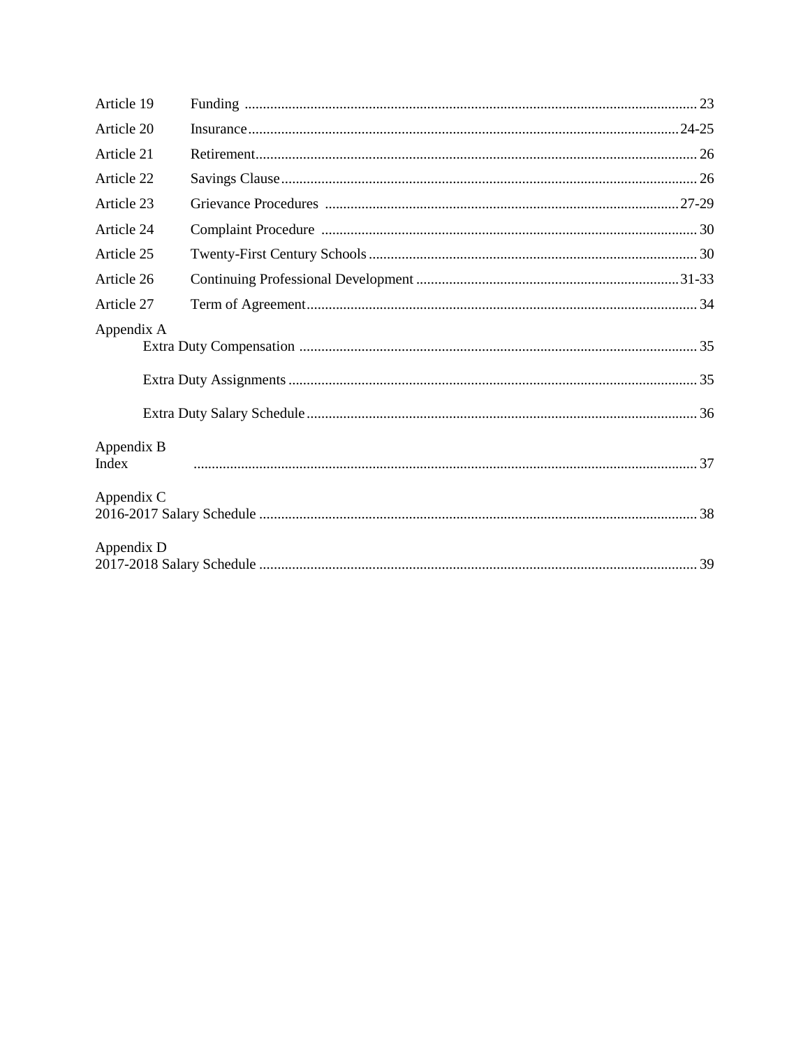| | | |
|---|---|---|
| Article 19 | Funding | 23 |
| Article 20 | Insurance | 24-25 |
| Article 21 | Retirement | 26 |
| Article 22 | Savings Clause | 26 |
| Article 23 | Grievance Procedures | 27-29 |
| Article 24 | Complaint Procedure | 30 |
| Article 25 | Twenty-First Century Schools | 30 |
| Article 26 | Continuing Professional Development | 31-33 |
| Article 27 | Term of Agreement | 34 |
| Appendix A | | |
| | Extra Duty Compensation | 35 |
| | Extra Duty Assignments | 35 |
| | Extra Duty Salary Schedule | 36 |
| Appendix B | | |
| Index | | 37 |
| Appendix C | | |
| 2016-2017 Salary Schedule | | 38 |
| Appendix D | | |
| 2017-2018 Salary Schedule | | 39 |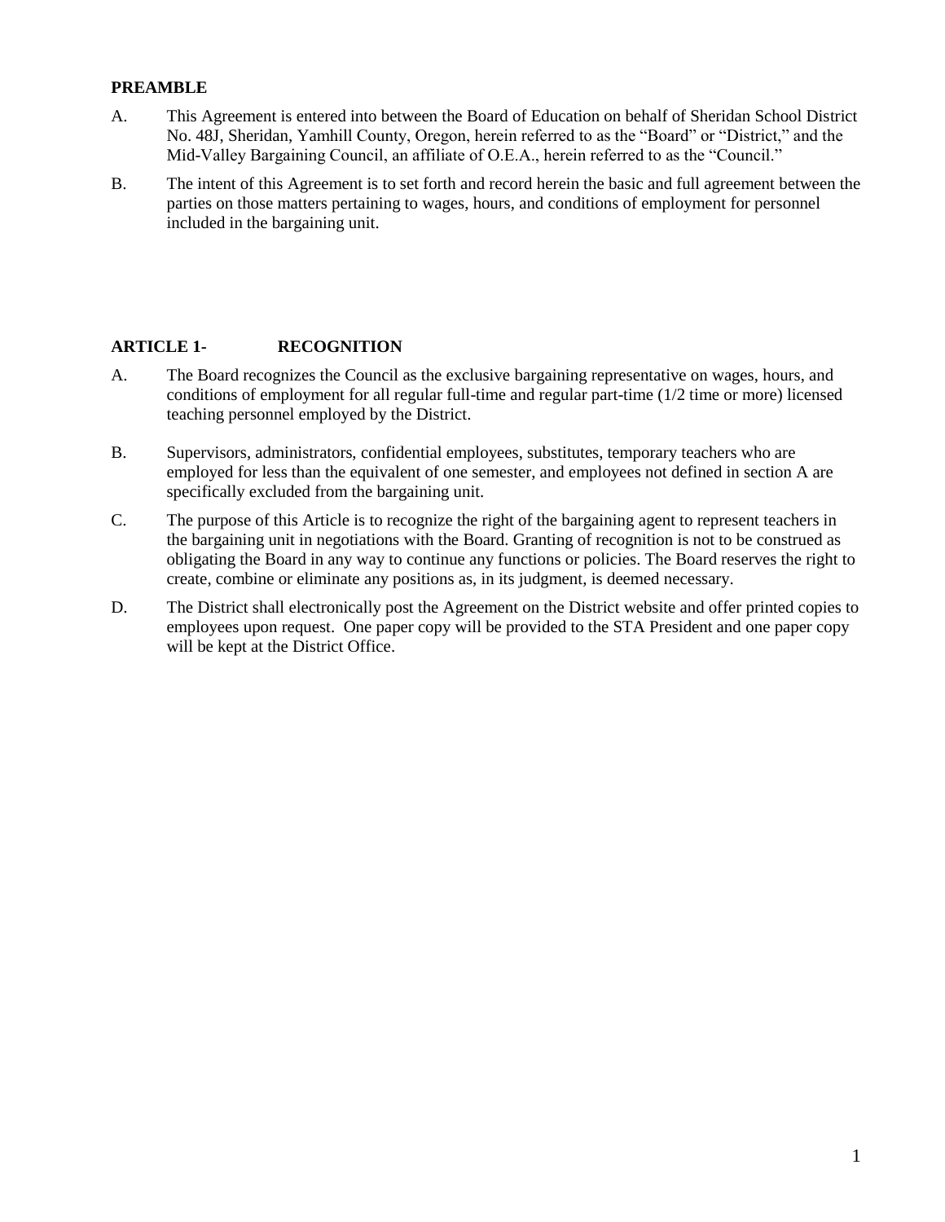## PREAMBLE

A. This Agreement is entered into between the Board of Education on behalf of Sheridan School District No. 48J, Sheridan, Yamhill County, Oregon, herein referred to as the "Board" or "District," and the Mid-Valley Bargaining Council, an affiliate of O.E.A., herein referred to as the "Council."

B. The intent of this Agreement is to set forth and record herein the basic and full agreement between the parties on those matters pertaining to wages, hours, and conditions of employment for personnel included in the bargaining unit.

## ARTICLE 1- RECOGNITION

A. The Board recognizes the Council as the exclusive bargaining representative on wages, hours, and conditions of employment for all regular full-time and regular part-time (1/2 time or more) licensed teaching personnel employed by the District.

B. Supervisors, administrators, confidential employees, substitutes, temporary teachers who are employed for less than the equivalent of one semester, and employees not defined in section A are specifically excluded from the bargaining unit.

C. The purpose of this Article is to recognize the right of the bargaining agent to represent teachers in the bargaining unit in negotiations with the Board. Granting of recognition is not to be construed as obligating the Board in any way to continue any functions or policies. The Board reserves the right to create, combine or eliminate any positions as, in its judgment, is deemed necessary.

D. The District shall electronically post the Agreement on the District website and offer printed copies to employees upon request. One paper copy will be provided to the STA President and one paper copy will be kept at the District Office.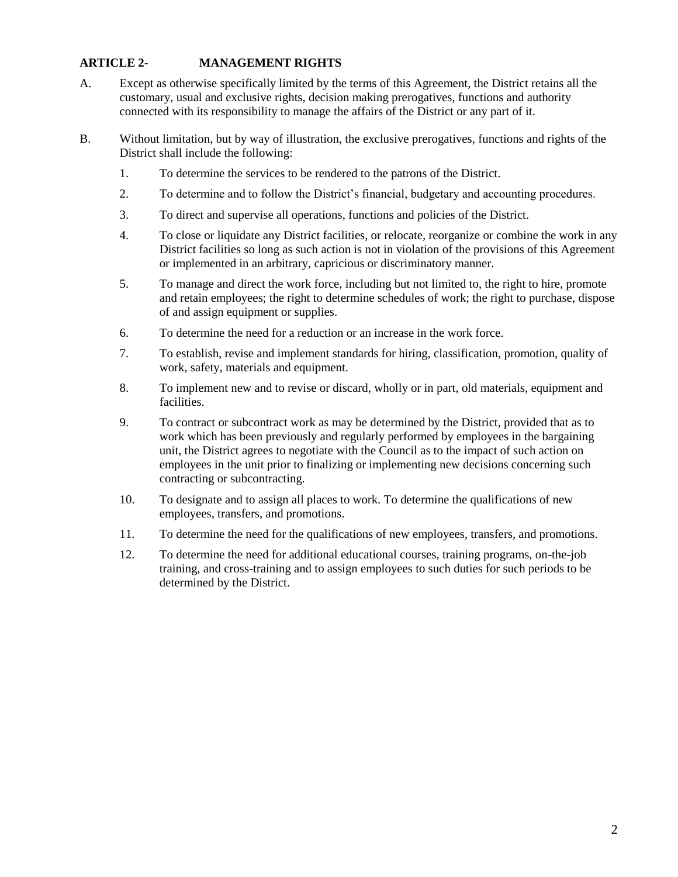## ARTICLE 2- MANAGEMENT RIGHTS

A. Except as otherwise specifically limited by the terms of this Agreement, the District retains all the customary, usual and exclusive rights, decision making prerogatives, functions and authority connected with its responsibility to manage the affairs of the District or any part of it.

B. Without limitation, but by way of illustration, the exclusive prerogatives, functions and rights of the District shall include the following:

1. To determine the services to be rendered to the patrons of the District.
2. To determine and to follow the District's financial, budgetary and accounting procedures.
3. To direct and supervise all operations, functions and policies of the District.
4. To close or liquidate any District facilities, or relocate, reorganize or combine the work in any District facilities so long as such action is not in violation of the provisions of this Agreement or implemented in an arbitrary, capricious or discriminatory manner.
5. To manage and direct the work force, including but not limited to, the right to hire, promote and retain employees; the right to determine schedules of work; the right to purchase, dispose of and assign equipment or supplies.
6. To determine the need for a reduction or an increase in the work force.
7. To establish, revise and implement standards for hiring, classification, promotion, quality of work, safety, materials and equipment.
8. To implement new and to revise or discard, wholly or in part, old materials, equipment and facilities.
9. To contract or subcontract work as may be determined by the District, provided that as to work which has been previously and regularly performed by employees in the bargaining unit, the District agrees to negotiate with the Council as to the impact of such action on employees in the unit prior to finalizing or implementing new decisions concerning such contracting or subcontracting.
10. To designate and to assign all places to work. To determine the qualifications of new employees, transfers, and promotions.
11. To determine the need for the qualifications of new employees, transfers, and promotions.
12. To determine the need for additional educational courses, training programs, on-the-job training, and cross-training and to assign employees to such duties for such periods to be determined by the District.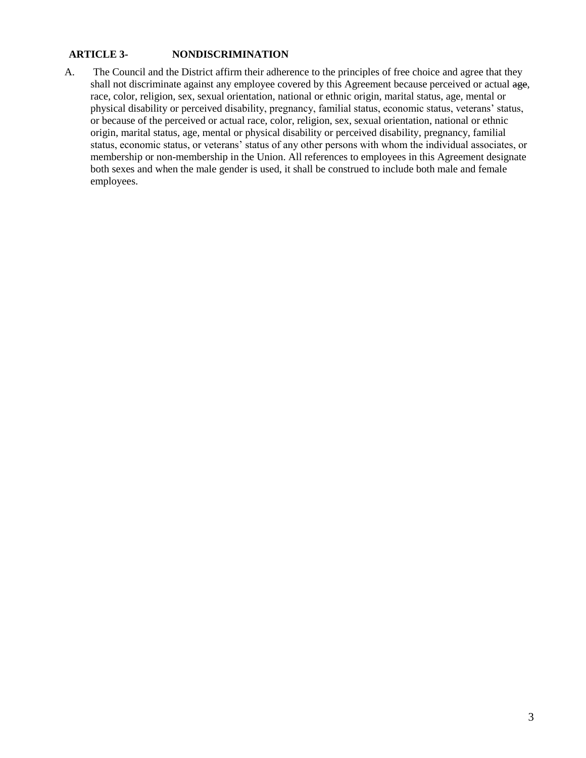**ARTICLE 3- NONDISCRIMINATION**

A. The Council and the District affirm their adherence to the principles of free choice and agree that they shall not discriminate against any employee covered by this Agreement because perceived or actual ~~age~~, race, color, religion, sex, sexual orientation, national or ethnic origin, marital status, age, mental or physical disability or perceived disability, pregnancy, familial status, economic status, veterans' status, or because of the perceived or actual race, color, religion, sex, sexual orientation, national or ethnic origin, marital status, age, mental or physical disability or perceived disability, pregnancy, familial status, economic status, or veterans' status of any other persons with whom the individual associates, or membership or non-membership in the Union. All references to employees in this Agreement designate both sexes and when the male gender is used, it shall be construed to include both male and female employees.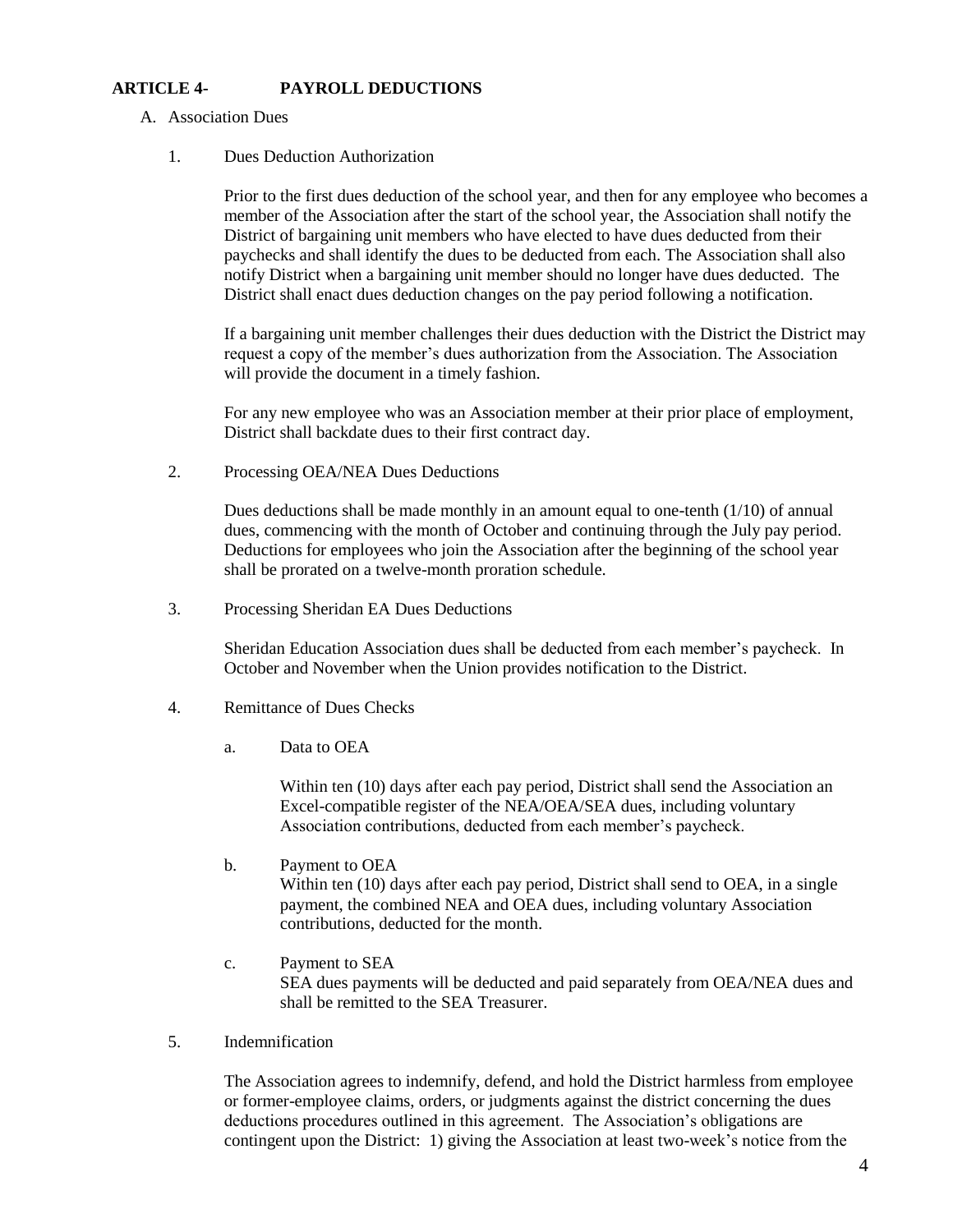## ARTICLE 4- PAYROLL DEDUCTIONS

A. Association Dues

1. Dues Deduction Authorization

   Prior to the first dues deduction of the school year, and then for any employee who becomes a member of the Association after the start of the school year, the Association shall notify the District of bargaining unit members who have elected to have dues deducted from their paychecks and shall identify the dues to be deducted from each. The Association shall also notify District when a bargaining unit member should no longer have dues deducted. The District shall enact dues deduction changes on the pay period following a notification.

   If a bargaining unit member challenges their dues deduction with the District the District may request a copy of the member's dues authorization from the Association. The Association will provide the document in a timely fashion.

   For any new employee who was an Association member at their prior place of employment, District shall backdate dues to their first contract day.

2. Processing OEA/NEA Dues Deductions

   Dues deductions shall be made monthly in an amount equal to one-tenth (1/10) of annual dues, commencing with the month of October and continuing through the July pay period. Deductions for employees who join the Association after the beginning of the school year shall be prorated on a twelve-month proration schedule.

3. Processing Sheridan EA Dues Deductions

   Sheridan Education Association dues shall be deducted from each member's paycheck. In October and November when the Union provides notification to the District.

4. Remittance of Dues Checks

   a. Data to OEA

      Within ten (10) days after each pay period, District shall send the Association an Excel-compatible register of the NEA/OEA/SEA dues, including voluntary Association contributions, deducted from each member's paycheck.

   b. Payment to OEA
      Within ten (10) days after each pay period, District shall send to OEA, in a single payment, the combined NEA and OEA dues, including voluntary Association contributions, deducted for the month.

   c. Payment to SEA
      SEA dues payments will be deducted and paid separately from OEA/NEA dues and shall be remitted to the SEA Treasurer.

5. Indemnification

   The Association agrees to indemnify, defend, and hold the District harmless from employee or former-employee claims, orders, or judgments against the district concerning the dues deductions procedures outlined in this agreement. The Association's obligations are contingent upon the District: 1) giving the Association at least two-week's notice from the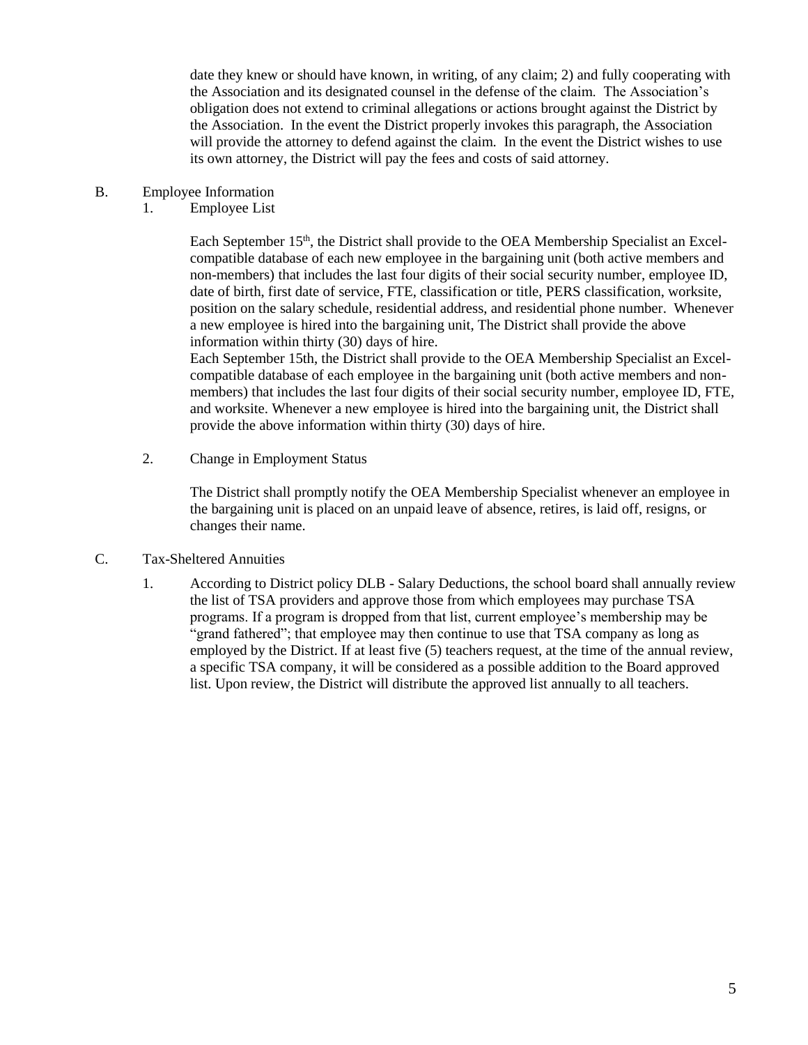date they knew or should have known, in writing, of any claim; 2) and fully cooperating with the Association and its designated counsel in the defense of the claim. The Association's obligation does not extend to criminal allegations or actions brought against the District by the Association. In the event the District properly invokes this paragraph, the Association will provide the attorney to defend against the claim. In the event the District wishes to use its own attorney, the District will pay the fees and costs of said attorney.

B. Employee Information

1. Employee List

Each September 15th, the District shall provide to the OEA Membership Specialist an Excel-compatible database of each new employee in the bargaining unit (both active members and non-members) that includes the last four digits of their social security number, employee ID, date of birth, first date of service, FTE, classification or title, PERS classification, worksite, position on the salary schedule, residential address, and residential phone number. Whenever a new employee is hired into the bargaining unit, The District shall provide the above information within thirty (30) days of hire.

Each September 15th, the District shall provide to the OEA Membership Specialist an Excel-compatible database of each employee in the bargaining unit (both active members and non-members) that includes the last four digits of their social security number, employee ID, FTE, and worksite. Whenever a new employee is hired into the bargaining unit, the District shall provide the above information within thirty (30) days of hire.

2. Change in Employment Status

The District shall promptly notify the OEA Membership Specialist whenever an employee in the bargaining unit is placed on an unpaid leave of absence, retires, is laid off, resigns, or changes their name.

C. Tax-Sheltered Annuities

1. According to District policy DLB - Salary Deductions, the school board shall annually review the list of TSA providers and approve those from which employees may purchase TSA programs. If a program is dropped from that list, current employee's membership may be "grand fathered"; that employee may then continue to use that TSA company as long as employed by the District. If at least five (5) teachers request, at the time of the annual review, a specific TSA company, it will be considered as a possible addition to the Board approved list. Upon review, the District will distribute the approved list annually to all teachers.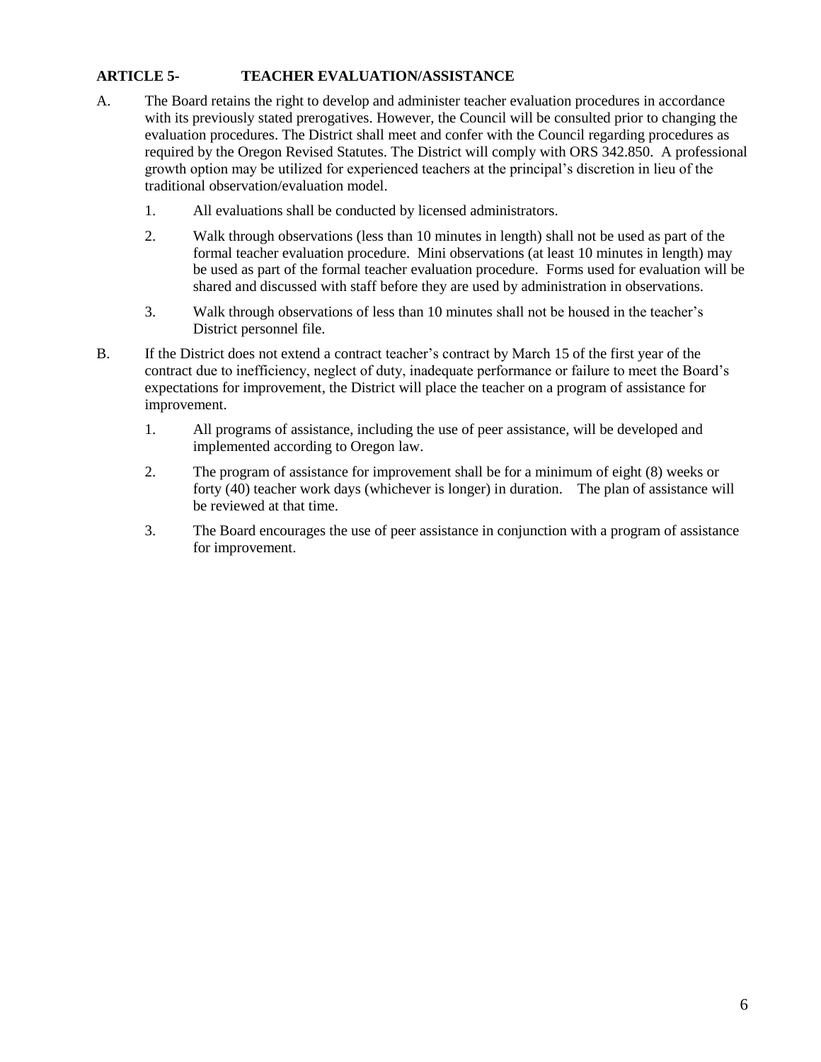## ARTICLE 5- TEACHER EVALUATION/ASSISTANCE

A. The Board retains the right to develop and administer teacher evaluation procedures in accordance with its previously stated prerogatives. However, the Council will be consulted prior to changing the evaluation procedures. The District shall meet and confer with the Council regarding procedures as required by the Oregon Revised Statutes. The District will comply with ORS 342.850. A professional growth option may be utilized for experienced teachers at the principal's discretion in lieu of the traditional observation/evaluation model.

   1. All evaluations shall be conducted by licensed administrators.

   2. Walk through observations (less than 10 minutes in length) shall not be used as part of the formal teacher evaluation procedure. Mini observations (at least 10 minutes in length) may be used as part of the formal teacher evaluation procedure. Forms used for evaluation will be shared and discussed with staff before they are used by administration in observations.

   3. Walk through observations of less than 10 minutes shall not be housed in the teacher's District personnel file.

B. If the District does not extend a contract teacher's contract by March 15 of the first year of the contract due to inefficiency, neglect of duty, inadequate performance or failure to meet the Board's expectations for improvement, the District will place the teacher on a program of assistance for improvement.

   1. All programs of assistance, including the use of peer assistance, will be developed and implemented according to Oregon law.

   2. The program of assistance for improvement shall be for a minimum of eight (8) weeks or forty (40) teacher work days (whichever is longer) in duration. The plan of assistance will be reviewed at that time.

   3. The Board encourages the use of peer assistance in conjunction with a program of assistance for improvement.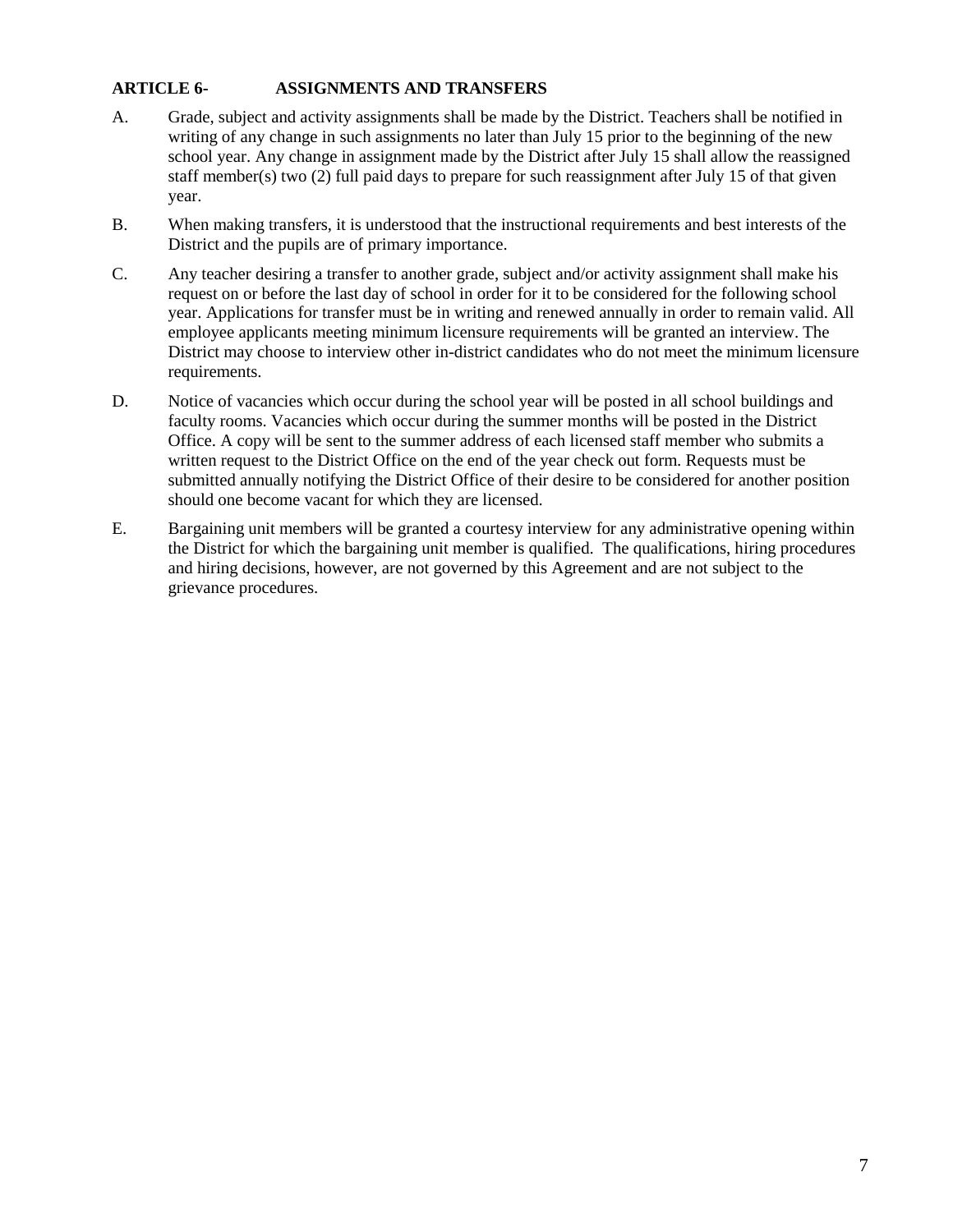## ARTICLE 6- ASSIGNMENTS AND TRANSFERS

A. Grade, subject and activity assignments shall be made by the District. Teachers shall be notified in writing of any change in such assignments no later than July 15 prior to the beginning of the new school year. Any change in assignment made by the District after July 15 shall allow the reassigned staff member(s) two (2) full paid days to prepare for such reassignment after July 15 of that given year.

B. When making transfers, it is understood that the instructional requirements and best interests of the District and the pupils are of primary importance.

C. Any teacher desiring a transfer to another grade, subject and/or activity assignment shall make his request on or before the last day of school in order for it to be considered for the following school year. Applications for transfer must be in writing and renewed annually in order to remain valid. All employee applicants meeting minimum licensure requirements will be granted an interview. The District may choose to interview other in-district candidates who do not meet the minimum licensure requirements.

D. Notice of vacancies which occur during the school year will be posted in all school buildings and faculty rooms. Vacancies which occur during the summer months will be posted in the District Office. A copy will be sent to the summer address of each licensed staff member who submits a written request to the District Office on the end of the year check out form. Requests must be submitted annually notifying the District Office of their desire to be considered for another position should one become vacant for which they are licensed.

E. Bargaining unit members will be granted a courtesy interview for any administrative opening within the District for which the bargaining unit member is qualified. The qualifications, hiring procedures and hiring decisions, however, are not governed by this Agreement and are not subject to the grievance procedures.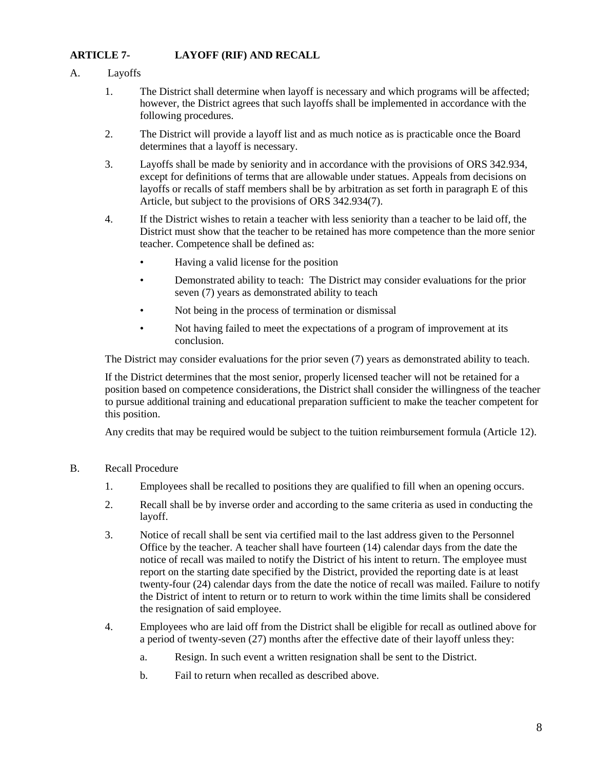## ARTICLE 7- LAYOFF (RIF) AND RECALL

A. Layoffs

1. The District shall determine when layoff is necessary and which programs will be affected; however, the District agrees that such layoffs shall be implemented in accordance with the following procedures.

2. The District will provide a layoff list and as much notice as is practicable once the Board determines that a layoff is necessary.

3. Layoffs shall be made by seniority and in accordance with the provisions of ORS 342.934, except for definitions of terms that are allowable under statues. Appeals from decisions on layoffs or recalls of staff members shall be by arbitration as set forth in paragraph E of this Article, but subject to the provisions of ORS 342.934(7).

4. If the District wishes to retain a teacher with less seniority than a teacher to be laid off, the District must show that the teacher to be retained has more competence than the more senior teacher. Competence shall be defined as:

   - Having a valid license for the position
   - Demonstrated ability to teach: The District may consider evaluations for the prior seven (7) years as demonstrated ability to teach
   - Not being in the process of termination or dismissal
   - Not having failed to meet the expectations of a program of improvement at its conclusion.

   The District may consider evaluations for the prior seven (7) years as demonstrated ability to teach.

   If the District determines that the most senior, properly licensed teacher will not be retained for a position based on competence considerations, the District shall consider the willingness of the teacher to pursue additional training and educational preparation sufficient to make the teacher competent for this position.

   Any credits that may be required would be subject to the tuition reimbursement formula (Article 12).

B. Recall Procedure

1. Employees shall be recalled to positions they are qualified to fill when an opening occurs.

2. Recall shall be by inverse order and according to the same criteria as used in conducting the layoff.

3. Notice of recall shall be sent via certified mail to the last address given to the Personnel Office by the teacher. A teacher shall have fourteen (14) calendar days from the date the notice of recall was mailed to notify the District of his intent to return. The employee must report on the starting date specified by the District, provided the reporting date is at least twenty-four (24) calendar days from the date the notice of recall was mailed. Failure to notify the District of intent to return or to return to work within the time limits shall be considered the resignation of said employee.

4. Employees who are laid off from the District shall be eligible for recall as outlined above for a period of twenty-seven (27) months after the effective date of their layoff unless they:

   a. Resign. In such event a written resignation shall be sent to the District.

   b. Fail to return when recalled as described above.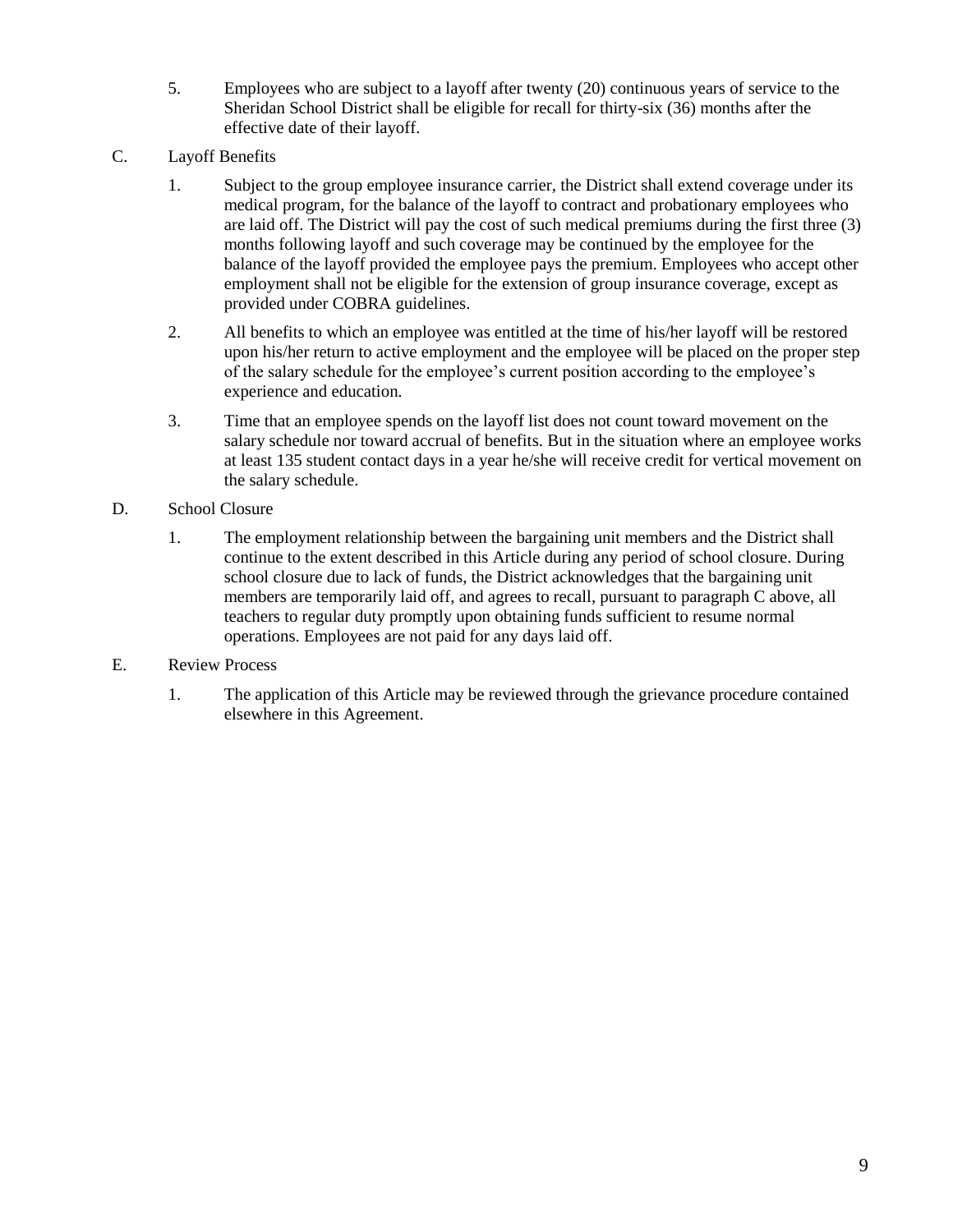5. Employees who are subject to a layoff after twenty (20) continuous years of service to the Sheridan School District shall be eligible for recall for thirty-six (36) months after the effective date of their layoff.

C. Layoff Benefits

1. Subject to the group employee insurance carrier, the District shall extend coverage under its medical program, for the balance of the layoff to contract and probationary employees who are laid off. The District will pay the cost of such medical premiums during the first three (3) months following layoff and such coverage may be continued by the employee for the balance of the layoff provided the employee pays the premium. Employees who accept other employment shall not be eligible for the extension of group insurance coverage, except as provided under COBRA guidelines.

2. All benefits to which an employee was entitled at the time of his/her layoff will be restored upon his/her return to active employment and the employee will be placed on the proper step of the salary schedule for the employee's current position according to the employee's experience and education.

3. Time that an employee spends on the layoff list does not count toward movement on the salary schedule nor toward accrual of benefits. But in the situation where an employee works at least 135 student contact days in a year he/she will receive credit for vertical movement on the salary schedule.

D. School Closure

1. The employment relationship between the bargaining unit members and the District shall continue to the extent described in this Article during any period of school closure. During school closure due to lack of funds, the District acknowledges that the bargaining unit members are temporarily laid off, and agrees to recall, pursuant to paragraph C above, all teachers to regular duty promptly upon obtaining funds sufficient to resume normal operations. Employees are not paid for any days laid off.

E. Review Process

1. The application of this Article may be reviewed through the grievance procedure contained elsewhere in this Agreement.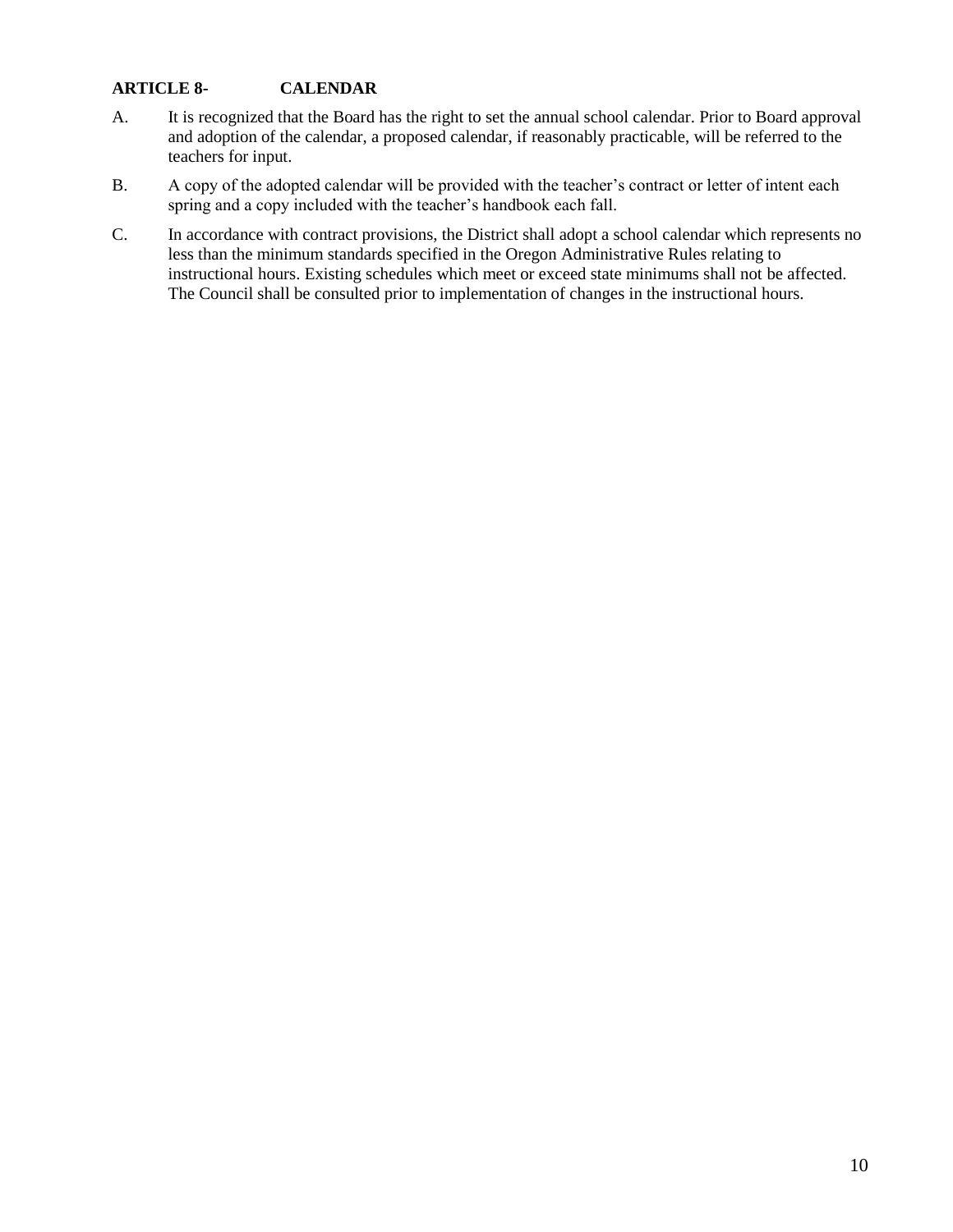## ARTICLE 8- CALENDAR

A. It is recognized that the Board has the right to set the annual school calendar. Prior to Board approval and adoption of the calendar, a proposed calendar, if reasonably practicable, will be referred to the teachers for input.

B. A copy of the adopted calendar will be provided with the teacher's contract or letter of intent each spring and a copy included with the teacher's handbook each fall.

C. In accordance with contract provisions, the District shall adopt a school calendar which represents no less than the minimum standards specified in the Oregon Administrative Rules relating to instructional hours. Existing schedules which meet or exceed state minimums shall not be affected. The Council shall be consulted prior to implementation of changes in the instructional hours.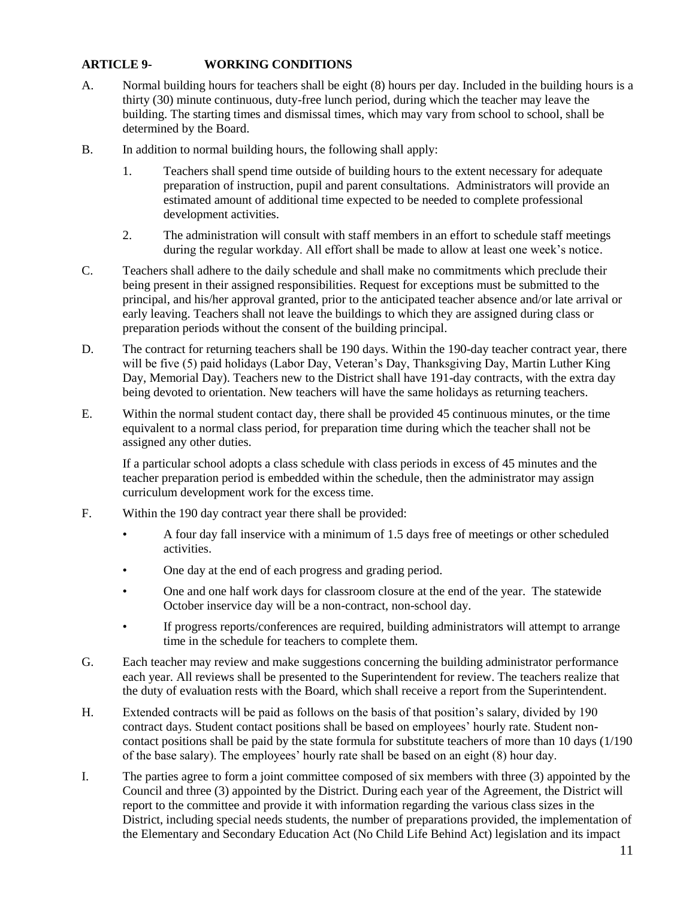## ARTICLE 9- WORKING CONDITIONS

A. Normal building hours for teachers shall be eight (8) hours per day. Included in the building hours is a thirty (30) minute continuous, duty-free lunch period, during which the teacher may leave the building. The starting times and dismissal times, which may vary from school to school, shall be determined by the Board.

B. In addition to normal building hours, the following shall apply:

1. Teachers shall spend time outside of building hours to the extent necessary for adequate preparation of instruction, pupil and parent consultations. Administrators will provide an estimated amount of additional time expected to be needed to complete professional development activities.

2. The administration will consult with staff members in an effort to schedule staff meetings during the regular workday. All effort shall be made to allow at least one week's notice.

C. Teachers shall adhere to the daily schedule and shall make no commitments which preclude their being present in their assigned responsibilities. Request for exceptions must be submitted to the principal, and his/her approval granted, prior to the anticipated teacher absence and/or late arrival or early leaving. Teachers shall not leave the buildings to which they are assigned during class or preparation periods without the consent of the building principal.

D. The contract for returning teachers shall be 190 days. Within the 190-day teacher contract year, there will be five (5) paid holidays (Labor Day, Veteran's Day, Thanksgiving Day, Martin Luther King Day, Memorial Day). Teachers new to the District shall have 191-day contracts, with the extra day being devoted to orientation. New teachers will have the same holidays as returning teachers.

E. Within the normal student contact day, there shall be provided 45 continuous minutes, or the time equivalent to a normal class period, for preparation time during which the teacher shall not be assigned any other duties.

If a particular school adopts a class schedule with class periods in excess of 45 minutes and the teacher preparation period is embedded within the schedule, then the administrator may assign curriculum development work for the excess time.

F. Within the 190 day contract year there shall be provided:

- A four day fall inservice with a minimum of 1.5 days free of meetings or other scheduled activities.
- One day at the end of each progress and grading period.
- One and one half work days for classroom closure at the end of the year. The statewide October inservice day will be a non-contract, non-school day.
- If progress reports/conferences are required, building administrators will attempt to arrange time in the schedule for teachers to complete them.

G. Each teacher may review and make suggestions concerning the building administrator performance each year. All reviews shall be presented to the Superintendent for review. The teachers realize that the duty of evaluation rests with the Board, which shall receive a report from the Superintendent.

H. Extended contracts will be paid as follows on the basis of that position's salary, divided by 190 contract days. Student contact positions shall be based on employees' hourly rate. Student non-contact positions shall be paid by the state formula for substitute teachers of more than 10 days (1/190 of the base salary). The employees' hourly rate shall be based on an eight (8) hour day.

I. The parties agree to form a joint committee composed of six members with three (3) appointed by the Council and three (3) appointed by the District. During each year of the Agreement, the District will report to the committee and provide it with information regarding the various class sizes in the District, including special needs students, the number of preparations provided, the implementation of the Elementary and Secondary Education Act (No Child Life Behind Act) legislation and its impact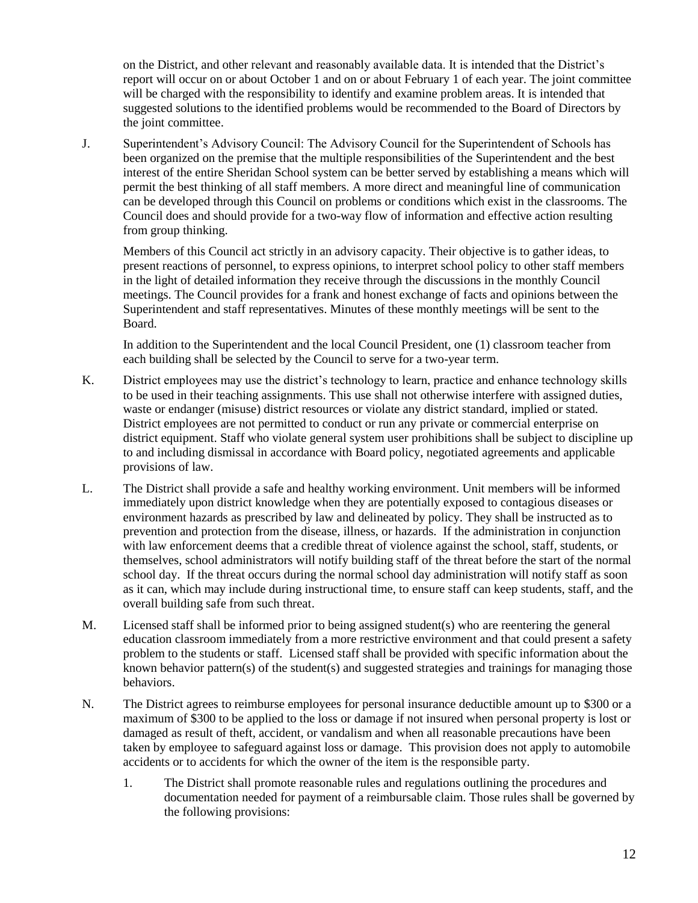on the District, and other relevant and reasonably available data. It is intended that the District's report will occur on or about October 1 and on or about February 1 of each year. The joint committee will be charged with the responsibility to identify and examine problem areas. It is intended that suggested solutions to the identified problems would be recommended to the Board of Directors by the joint committee.

J. Superintendent's Advisory Council: The Advisory Council for the Superintendent of Schools has been organized on the premise that the multiple responsibilities of the Superintendent and the best interest of the entire Sheridan School system can be better served by establishing a means which will permit the best thinking of all staff members. A more direct and meaningful line of communication can be developed through this Council on problems or conditions which exist in the classrooms. The Council does and should provide for a two-way flow of information and effective action resulting from group thinking.

   Members of this Council act strictly in an advisory capacity. Their objective is to gather ideas, to present reactions of personnel, to express opinions, to interpret school policy to other staff members in the light of detailed information they receive through the discussions in the monthly Council meetings. The Council provides for a frank and honest exchange of facts and opinions between the Superintendent and staff representatives. Minutes of these monthly meetings will be sent to the Board.

   In addition to the Superintendent and the local Council President, one (1) classroom teacher from each building shall be selected by the Council to serve for a two-year term.

K. District employees may use the district's technology to learn, practice and enhance technology skills to be used in their teaching assignments. This use shall not otherwise interfere with assigned duties, waste or endanger (misuse) district resources or violate any district standard, implied or stated. District employees are not permitted to conduct or run any private or commercial enterprise on district equipment. Staff who violate general system user prohibitions shall be subject to discipline up to and including dismissal in accordance with Board policy, negotiated agreements and applicable provisions of law.

L. The District shall provide a safe and healthy working environment. Unit members will be informed immediately upon district knowledge when they are potentially exposed to contagious diseases or environment hazards as prescribed by law and delineated by policy. They shall be instructed as to prevention and protection from the disease, illness, or hazards. If the administration in conjunction with law enforcement deems that a credible threat of violence against the school, staff, students, or themselves, school administrators will notify building staff of the threat before the start of the normal school day. If the threat occurs during the normal school day administration will notify staff as soon as it can, which may include during instructional time, to ensure staff can keep students, staff, and the overall building safe from such threat.

M. Licensed staff shall be informed prior to being assigned student(s) who are reentering the general education classroom immediately from a more restrictive environment and that could present a safety problem to the students or staff. Licensed staff shall be provided with specific information about the known behavior pattern(s) of the student(s) and suggested strategies and trainings for managing those behaviors.

N. The District agrees to reimburse employees for personal insurance deductible amount up to $300 or a maximum of $300 to be applied to the loss or damage if not insured when personal property is lost or damaged as result of theft, accident, or vandalism and when all reasonable precautions have been taken by employee to safeguard against loss or damage. This provision does not apply to automobile accidents or to accidents for which the owner of the item is the responsible party.

   1. The District shall promote reasonable rules and regulations outlining the procedures and documentation needed for payment of a reimbursable claim. Those rules shall be governed by the following provisions: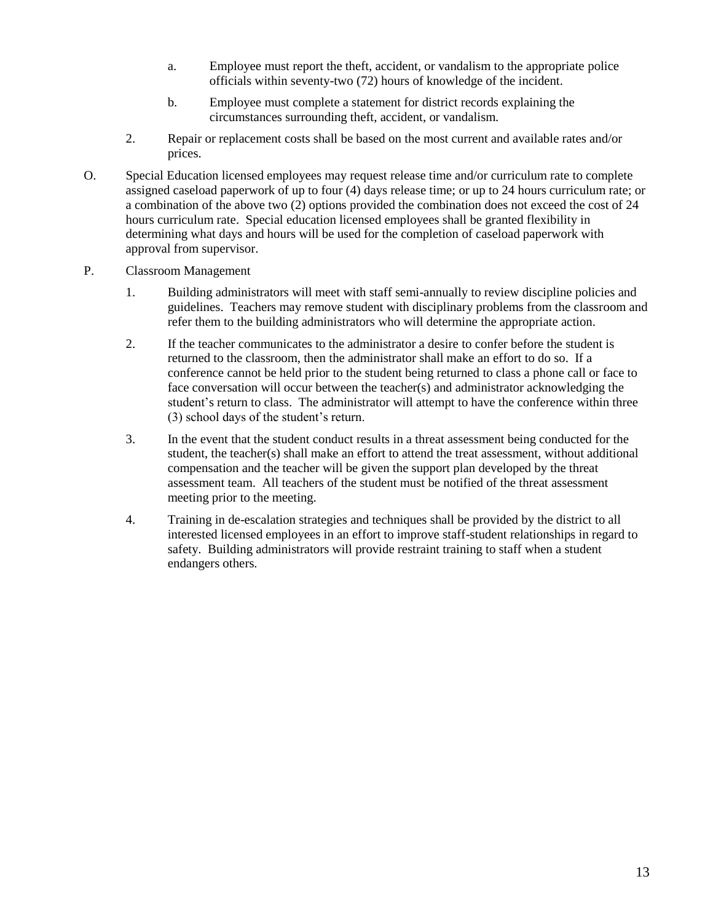a. Employee must report the theft, accident, or vandalism to the appropriate police officials within seventy-two (72) hours of knowledge of the incident.

b. Employee must complete a statement for district records explaining the circumstances surrounding theft, accident, or vandalism.

2. Repair or replacement costs shall be based on the most current and available rates and/or prices.

O. Special Education licensed employees may request release time and/or curriculum rate to complete assigned caseload paperwork of up to four (4) days release time; or up to 24 hours curriculum rate; or a combination of the above two (2) options provided the combination does not exceed the cost of 24 hours curriculum rate. Special education licensed employees shall be granted flexibility in determining what days and hours will be used for the completion of caseload paperwork with approval from supervisor.

P. Classroom Management

1. Building administrators will meet with staff semi-annually to review discipline policies and guidelines. Teachers may remove student with disciplinary problems from the classroom and refer them to the building administrators who will determine the appropriate action.

2. If the teacher communicates to the administrator a desire to confer before the student is returned to the classroom, then the administrator shall make an effort to do so. If a conference cannot be held prior to the student being returned to class a phone call or face to face conversation will occur between the teacher(s) and administrator acknowledging the student's return to class. The administrator will attempt to have the conference within three (3) school days of the student's return.

3. In the event that the student conduct results in a threat assessment being conducted for the student, the teacher(s) shall make an effort to attend the treat assessment, without additional compensation and the teacher will be given the support plan developed by the threat assessment team. All teachers of the student must be notified of the threat assessment meeting prior to the meeting.

4. Training in de-escalation strategies and techniques shall be provided by the district to all interested licensed employees in an effort to improve staff-student relationships in regard to safety. Building administrators will provide restraint training to staff when a student endangers others.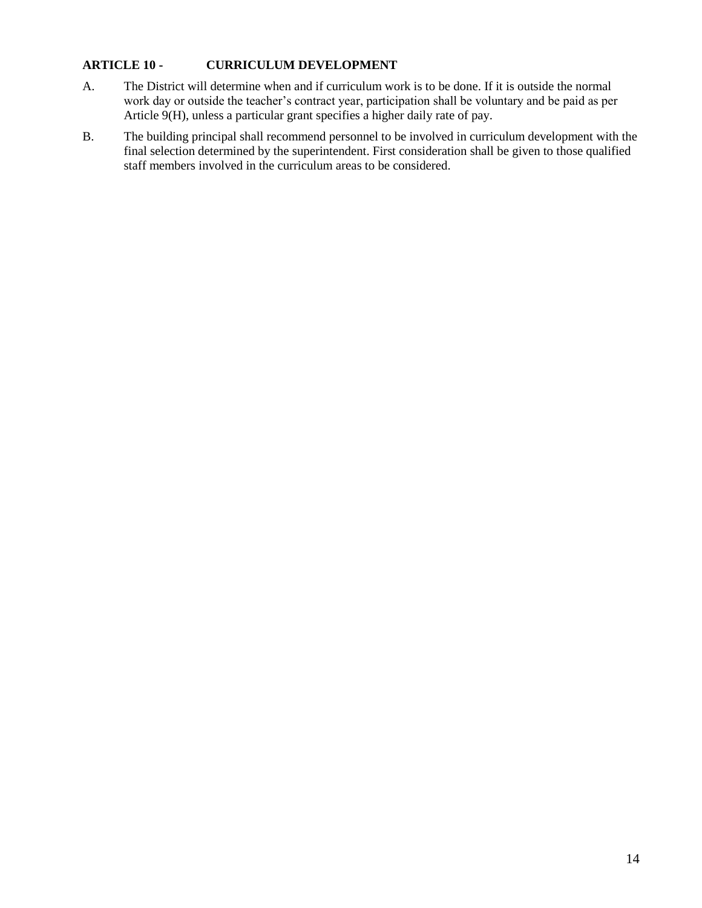## ARTICLE 10 - CURRICULUM DEVELOPMENT

A. The District will determine when and if curriculum work is to be done. If it is outside the normal work day or outside the teacher's contract year, participation shall be voluntary and be paid as per Article 9(H), unless a particular grant specifies a higher daily rate of pay.

B. The building principal shall recommend personnel to be involved in curriculum development with the final selection determined by the superintendent. First consideration shall be given to those qualified staff members involved in the curriculum areas to be considered.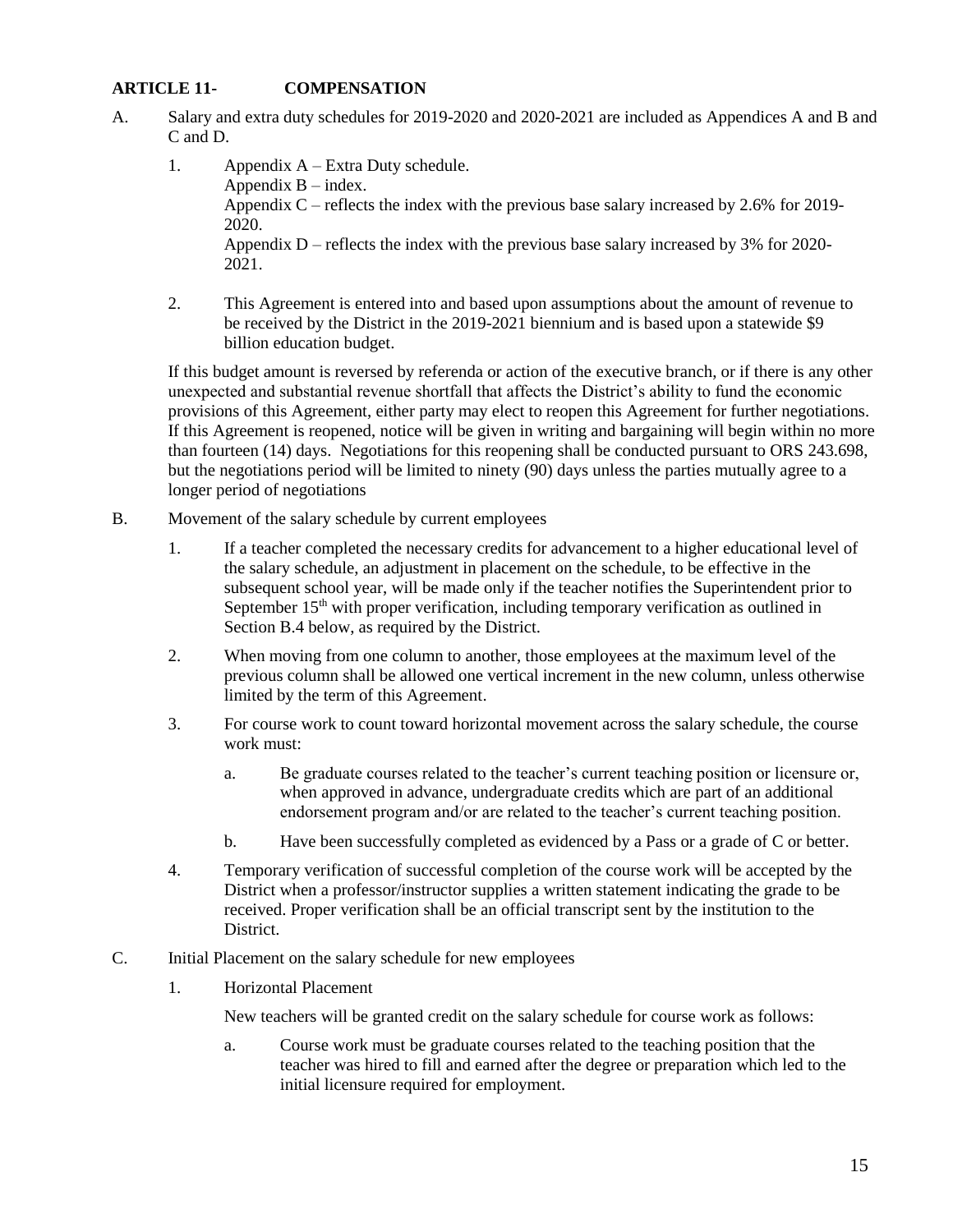## ARTICLE 11- COMPENSATION

A. Salary and extra duty schedules for 2019-2020 and 2020-2021 are included as Appendices A and B and C and D.

1. Appendix A – Extra Duty schedule.
   Appendix B – index.
   Appendix C – reflects the index with the previous base salary increased by 2.6% for 2019-2020.
   Appendix D – reflects the index with the previous base salary increased by 3% for 2020-2021.

2. This Agreement is entered into and based upon assumptions about the amount of revenue to be received by the District in the 2019-2021 biennium and is based upon a statewide $9 billion education budget.

If this budget amount is reversed by referenda or action of the executive branch, or if there is any other unexpected and substantial revenue shortfall that affects the District's ability to fund the economic provisions of this Agreement, either party may elect to reopen this Agreement for further negotiations. If this Agreement is reopened, notice will be given in writing and bargaining will begin within no more than fourteen (14) days. Negotiations for this reopening shall be conducted pursuant to ORS 243.698, but the negotiations period will be limited to ninety (90) days unless the parties mutually agree to a longer period of negotiations

B. Movement of the salary schedule by current employees

1. If a teacher completed the necessary credits for advancement to a higher educational level of the salary schedule, an adjustment in placement on the schedule, to be effective in the subsequent school year, will be made only if the teacher notifies the Superintendent prior to September 15th with proper verification, including temporary verification as outlined in Section B.4 below, as required by the District.

2. When moving from one column to another, those employees at the maximum level of the previous column shall be allowed one vertical increment in the new column, unless otherwise limited by the term of this Agreement.

3. For course work to count toward horizontal movement across the salary schedule, the course work must:

   a. Be graduate courses related to the teacher's current teaching position or licensure or, when approved in advance, undergraduate credits which are part of an additional endorsement program and/or are related to the teacher's current teaching position.

   b. Have been successfully completed as evidenced by a Pass or a grade of C or better.

4. Temporary verification of successful completion of the course work will be accepted by the District when a professor/instructor supplies a written statement indicating the grade to be received. Proper verification shall be an official transcript sent by the institution to the District.

C. Initial Placement on the salary schedule for new employees

1. Horizontal Placement

   New teachers will be granted credit on the salary schedule for course work as follows:

   a. Course work must be graduate courses related to the teaching position that the teacher was hired to fill and earned after the degree or preparation which led to the initial licensure required for employment.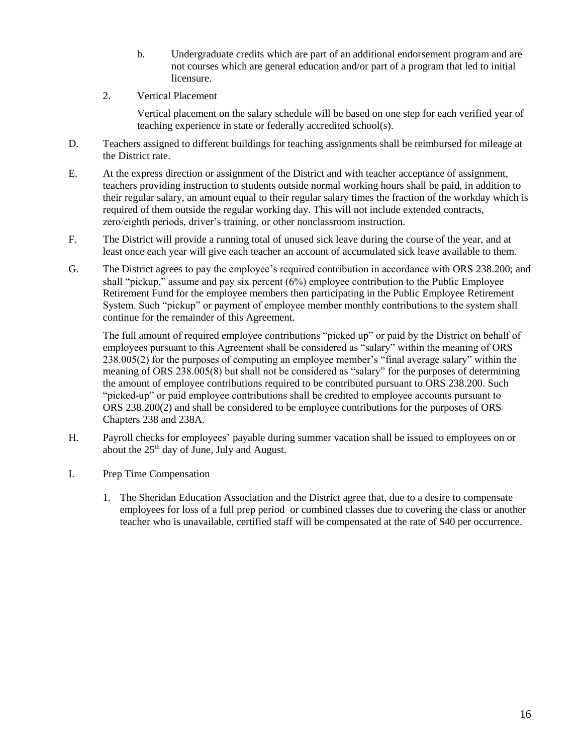b. Undergraduate credits which are part of an additional endorsement program and are not courses which are general education and/or part of a program that led to initial licensure.

2. Vertical Placement

   Vertical placement on the salary schedule will be based on one step for each verified year of teaching experience in state or federally accredited school(s).

D. Teachers assigned to different buildings for teaching assignments shall be reimbursed for mileage at the District rate.

E. At the express direction or assignment of the District and with teacher acceptance of assignment, teachers providing instruction to students outside normal working hours shall be paid, in addition to their regular salary, an amount equal to their regular salary times the fraction of the workday which is required of them outside the regular working day. This will not include extended contracts, zero/eighth periods, driver's training, or other nonclassroom instruction.

F. The District will provide a running total of unused sick leave during the course of the year, and at least once each year will give each teacher an account of accumulated sick leave available to them.

G. The District agrees to pay the employee's required contribution in accordance with ORS 238.200; and shall "pickup," assume and pay six percent (6%) employee contribution to the Public Employee Retirement Fund for the employee members then participating in the Public Employee Retirement System. Such "pickup" or payment of employee member monthly contributions to the system shall continue for the remainder of this Agreement.

   The full amount of required employee contributions "picked up" or paid by the District on behalf of employees pursuant to this Agreement shall be considered as "salary" within the meaning of ORS 238.005(2) for the purposes of computing an employee member's "final average salary" within the meaning of ORS 238.005(8) but shall not be considered as "salary" for the purposes of determining the amount of employee contributions required to be contributed pursuant to ORS 238.200. Such "picked-up" or paid employee contributions shall be credited to employee accounts pursuant to ORS 238.200(2) and shall be considered to be employee contributions for the purposes of ORS Chapters 238 and 238A.

H. Payroll checks for employees' payable during summer vacation shall be issued to employees on or about the 25th day of June, July and August.

I. Prep Time Compensation

   1. The Sheridan Education Association and the District agree that, due to a desire to compensate employees for loss of a full prep period or combined classes due to covering the class or another teacher who is unavailable, certified staff will be compensated at the rate of $40 per occurrence.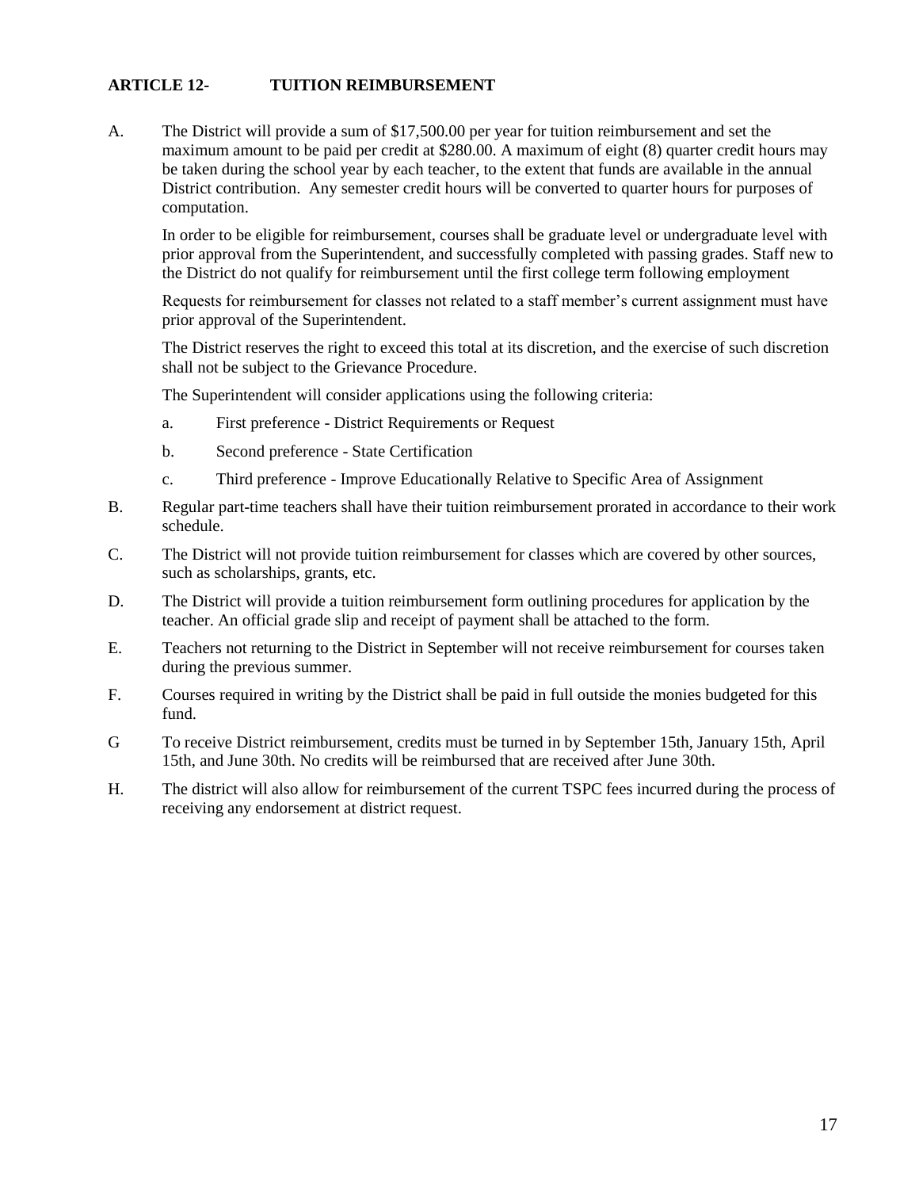## ARTICLE 12- TUITION REIMBURSEMENT

A. The District will provide a sum of $17,500.00 per year for tuition reimbursement and set the maximum amount to be paid per credit at $280.00. A maximum of eight (8) quarter credit hours may be taken during the school year by each teacher, to the extent that funds are available in the annual District contribution. Any semester credit hours will be converted to quarter hours for purposes of computation.

   In order to be eligible for reimbursement, courses shall be graduate level or undergraduate level with prior approval from the Superintendent, and successfully completed with passing grades. Staff new to the District do not qualify for reimbursement until the first college term following employment

   Requests for reimbursement for classes not related to a staff member's current assignment must have prior approval of the Superintendent.

   The District reserves the right to exceed this total at its discretion, and the exercise of such discretion shall not be subject to the Grievance Procedure.

   The Superintendent will consider applications using the following criteria:

   a. First preference - District Requirements or Request

   b. Second preference - State Certification

   c. Third preference - Improve Educationally Relative to Specific Area of Assignment

B. Regular part-time teachers shall have their tuition reimbursement prorated in accordance to their work schedule.

C. The District will not provide tuition reimbursement for classes which are covered by other sources, such as scholarships, grants, etc.

D. The District will provide a tuition reimbursement form outlining procedures for application by the teacher. An official grade slip and receipt of payment shall be attached to the form.

E. Teachers not returning to the District in September will not receive reimbursement for courses taken during the previous summer.

F. Courses required in writing by the District shall be paid in full outside the monies budgeted for this fund.

G To receive District reimbursement, credits must be turned in by September 15th, January 15th, April 15th, and June 30th. No credits will be reimbursed that are received after June 30th.

H. The district will also allow for reimbursement of the current TSPC fees incurred during the process of receiving any endorsement at district request.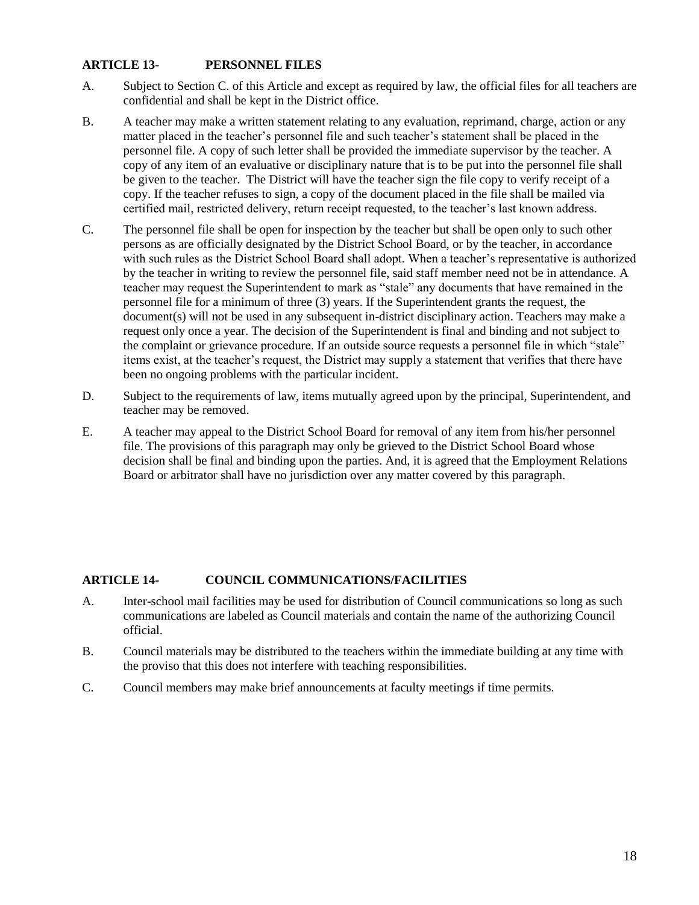## ARTICLE 13- PERSONNEL FILES

A. Subject to Section C. of this Article and except as required by law, the official files for all teachers are confidential and shall be kept in the District office.

B. A teacher may make a written statement relating to any evaluation, reprimand, charge, action or any matter placed in the teacher's personnel file and such teacher's statement shall be placed in the personnel file. A copy of such letter shall be provided the immediate supervisor by the teacher. A copy of any item of an evaluative or disciplinary nature that is to be put into the personnel file shall be given to the teacher. The District will have the teacher sign the file copy to verify receipt of a copy. If the teacher refuses to sign, a copy of the document placed in the file shall be mailed via certified mail, restricted delivery, return receipt requested, to the teacher's last known address.

C. The personnel file shall be open for inspection by the teacher but shall be open only to such other persons as are officially designated by the District School Board, or by the teacher, in accordance with such rules as the District School Board shall adopt. When a teacher's representative is authorized by the teacher in writing to review the personnel file, said staff member need not be in attendance. A teacher may request the Superintendent to mark as "stale" any documents that have remained in the personnel file for a minimum of three (3) years. If the Superintendent grants the request, the document(s) will not be used in any subsequent in-district disciplinary action. Teachers may make a request only once a year. The decision of the Superintendent is final and binding and not subject to the complaint or grievance procedure. If an outside source requests a personnel file in which "stale" items exist, at the teacher's request, the District may supply a statement that verifies that there have been no ongoing problems with the particular incident.

D. Subject to the requirements of law, items mutually agreed upon by the principal, Superintendent, and teacher may be removed.

E. A teacher may appeal to the District School Board for removal of any item from his/her personnel file. The provisions of this paragraph may only be grieved to the District School Board whose decision shall be final and binding upon the parties. And, it is agreed that the Employment Relations Board or arbitrator shall have no jurisdiction over any matter covered by this paragraph.

## ARTICLE 14- COUNCIL COMMUNICATIONS/FACILITIES

A. Inter-school mail facilities may be used for distribution of Council communications so long as such communications are labeled as Council materials and contain the name of the authorizing Council official.

B. Council materials may be distributed to the teachers within the immediate building at any time with the proviso that this does not interfere with teaching responsibilities.

C. Council members may make brief announcements at faculty meetings if time permits.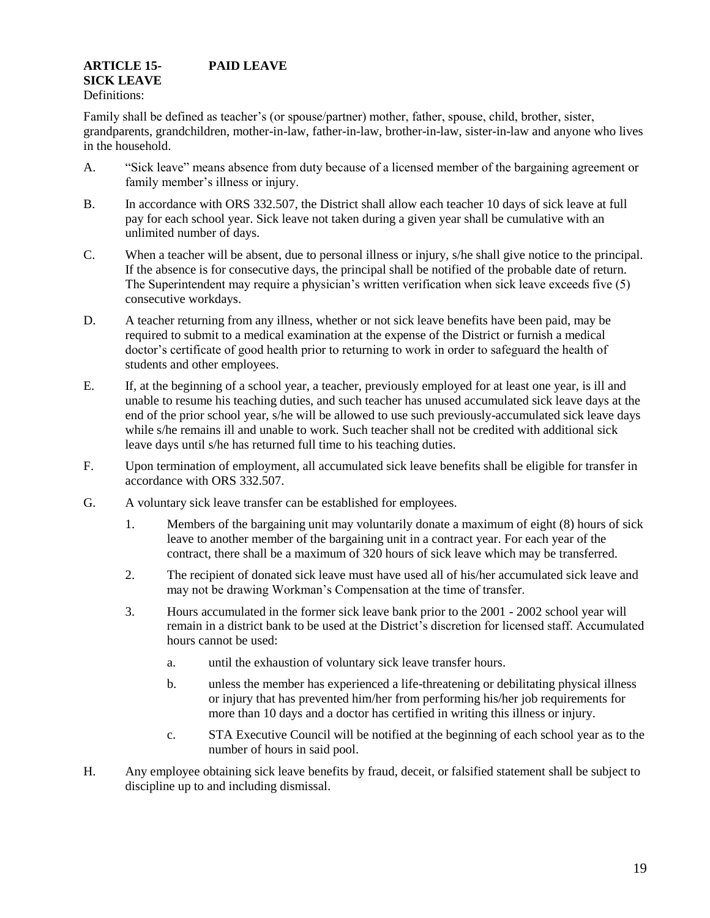## ARTICLE 15- PAID LEAVE

### SICK LEAVE

Definitions:

Family shall be defined as teacher's (or spouse/partner) mother, father, spouse, child, brother, sister, grandparents, grandchildren, mother-in-law, father-in-law, brother-in-law, sister-in-law and anyone who lives in the household.

A. "Sick leave" means absence from duty because of a licensed member of the bargaining agreement or family member's illness or injury.

B. In accordance with ORS 332.507, the District shall allow each teacher 10 days of sick leave at full pay for each school year. Sick leave not taken during a given year shall be cumulative with an unlimited number of days.

C. When a teacher will be absent, due to personal illness or injury, s/he shall give notice to the principal. If the absence is for consecutive days, the principal shall be notified of the probable date of return. The Superintendent may require a physician's written verification when sick leave exceeds five (5) consecutive workdays.

D. A teacher returning from any illness, whether or not sick leave benefits have been paid, may be required to submit to a medical examination at the expense of the District or furnish a medical doctor's certificate of good health prior to returning to work in order to safeguard the health of students and other employees.

E. If, at the beginning of a school year, a teacher, previously employed for at least one year, is ill and unable to resume his teaching duties, and such teacher has unused accumulated sick leave days at the end of the prior school year, s/he will be allowed to use such previously-accumulated sick leave days while s/he remains ill and unable to work. Such teacher shall not be credited with additional sick leave days until s/he has returned full time to his teaching duties.

F. Upon termination of employment, all accumulated sick leave benefits shall be eligible for transfer in accordance with ORS 332.507.

G. A voluntary sick leave transfer can be established for employees.

   1. Members of the bargaining unit may voluntarily donate a maximum of eight (8) hours of sick leave to another member of the bargaining unit in a contract year. For each year of the contract, there shall be a maximum of 320 hours of sick leave which may be transferred.

   2. The recipient of donated sick leave must have used all of his/her accumulated sick leave and may not be drawing Workman's Compensation at the time of transfer.

   3. Hours accumulated in the former sick leave bank prior to the 2001 - 2002 school year will remain in a district bank to be used at the District's discretion for licensed staff. Accumulated hours cannot be used:

      a. until the exhaustion of voluntary sick leave transfer hours.

      b. unless the member has experienced a life-threatening or debilitating physical illness or injury that has prevented him/her from performing his/her job requirements for more than 10 days and a doctor has certified in writing this illness or injury.

      c. STA Executive Council will be notified at the beginning of each school year as to the number of hours in said pool.

H. Any employee obtaining sick leave benefits by fraud, deceit, or falsified statement shall be subject to discipline up to and including dismissal.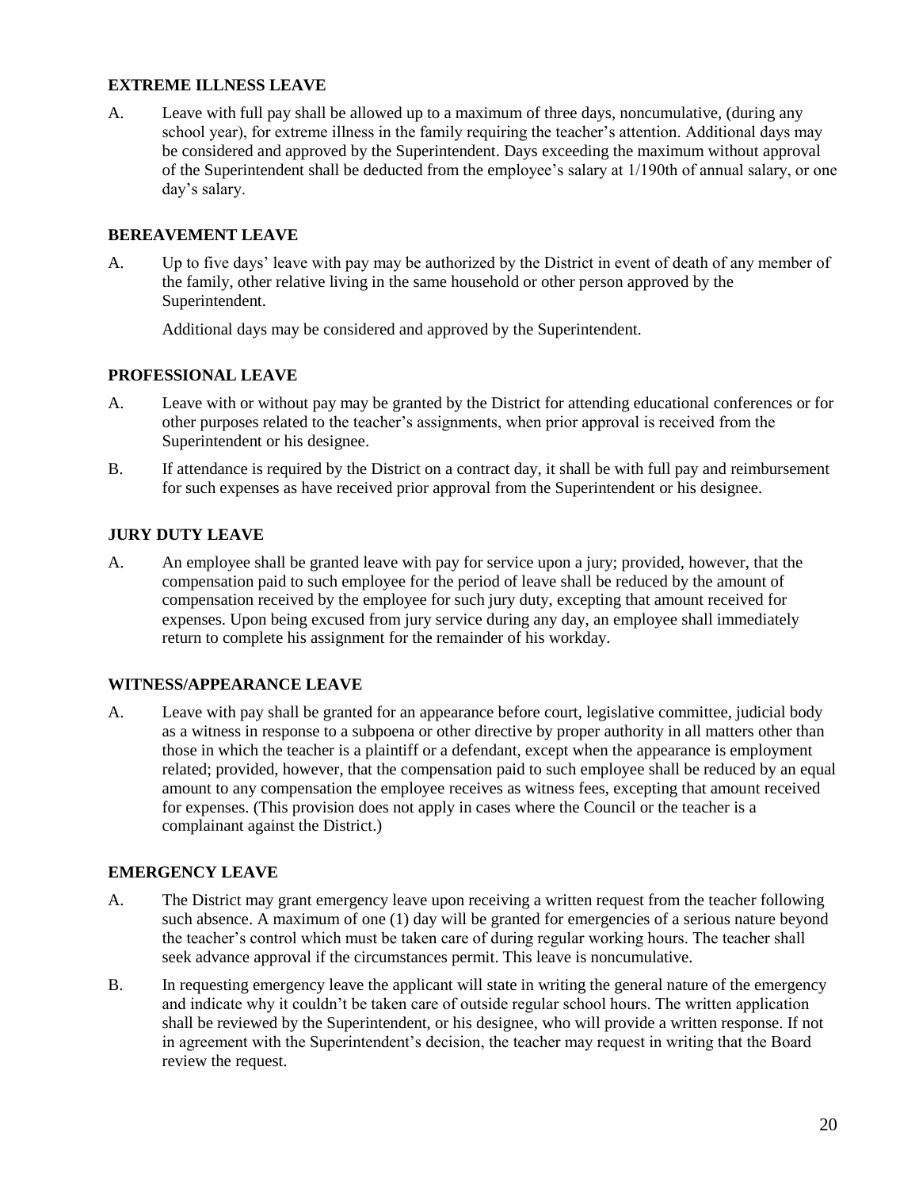### EXTREME ILLNESS LEAVE

A. Leave with full pay shall be allowed up to a maximum of three days, noncumulative, (during any school year), for extreme illness in the family requiring the teacher's attention. Additional days may be considered and approved by the Superintendent. Days exceeding the maximum without approval of the Superintendent shall be deducted from the employee's salary at 1/190th of annual salary, or one day's salary.

### BEREAVEMENT LEAVE

A. Up to five days' leave with pay may be authorized by the District in event of death of any member of the family, other relative living in the same household or other person approved by the Superintendent.

   Additional days may be considered and approved by the Superintendent.

### PROFESSIONAL LEAVE

A. Leave with or without pay may be granted by the District for attending educational conferences or for other purposes related to the teacher's assignments, when prior approval is received from the Superintendent or his designee.

B. If attendance is required by the District on a contract day, it shall be with full pay and reimbursement for such expenses as have received prior approval from the Superintendent or his designee.

### JURY DUTY LEAVE

A. An employee shall be granted leave with pay for service upon a jury; provided, however, that the compensation paid to such employee for the period of leave shall be reduced by the amount of compensation received by the employee for such jury duty, excepting that amount received for expenses. Upon being excused from jury service during any day, an employee shall immediately return to complete his assignment for the remainder of his workday.

### WITNESS/APPEARANCE LEAVE

A. Leave with pay shall be granted for an appearance before court, legislative committee, judicial body as a witness in response to a subpoena or other directive by proper authority in all matters other than those in which the teacher is a plaintiff or a defendant, except when the appearance is employment related; provided, however, that the compensation paid to such employee shall be reduced by an equal amount to any compensation the employee receives as witness fees, excepting that amount received for expenses. (This provision does not apply in cases where the Council or the teacher is a complainant against the District.)

### EMERGENCY LEAVE

A. The District may grant emergency leave upon receiving a written request from the teacher following such absence. A maximum of one (1) day will be granted for emergencies of a serious nature beyond the teacher's control which must be taken care of during regular working hours. The teacher shall seek advance approval if the circumstances permit. This leave is noncumulative.

B. In requesting emergency leave the applicant will state in writing the general nature of the emergency and indicate why it couldn't be taken care of outside regular school hours. The written application shall be reviewed by the Superintendent, or his designee, who will provide a written response. If not in agreement with the Superintendent's decision, the teacher may request in writing that the Board review the request.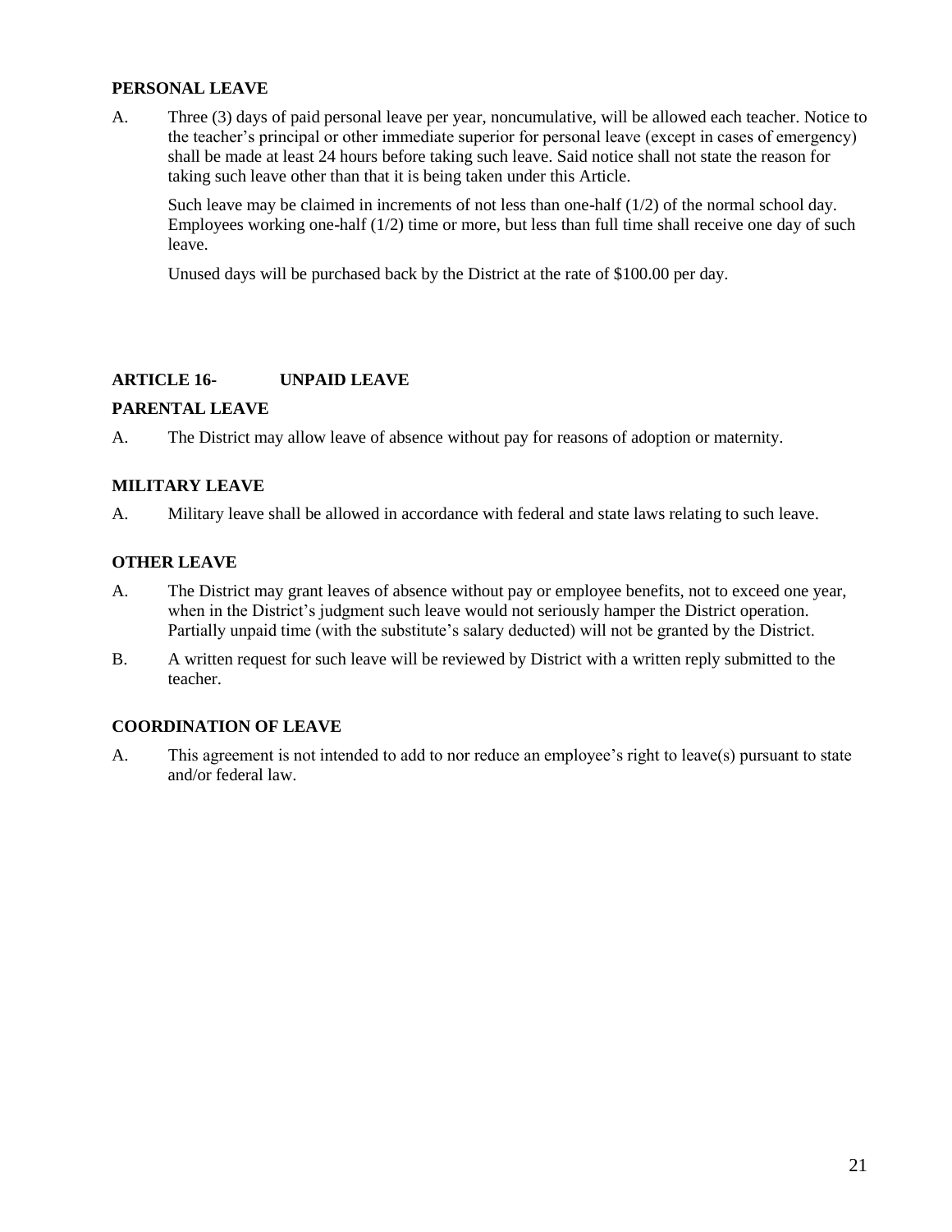**PERSONAL LEAVE**

A. Three (3) days of paid personal leave per year, noncumulative, will be allowed each teacher. Notice to the teacher's principal or other immediate superior for personal leave (except in cases of emergency) shall be made at least 24 hours before taking such leave. Said notice shall not state the reason for taking such leave other than that it is being taken under this Article.

Such leave may be claimed in increments of not less than one-half (1/2) of the normal school day. Employees working one-half (1/2) time or more, but less than full time shall receive one day of such leave.

Unused days will be purchased back by the District at the rate of $100.00 per day.

## ARTICLE 16- UNPAID LEAVE

**PARENTAL LEAVE**

A. The District may allow leave of absence without pay for reasons of adoption or maternity.

**MILITARY LEAVE**

A. Military leave shall be allowed in accordance with federal and state laws relating to such leave.

**OTHER LEAVE**

A. The District may grant leaves of absence without pay or employee benefits, not to exceed one year, when in the District's judgment such leave would not seriously hamper the District operation. Partially unpaid time (with the substitute's salary deducted) will not be granted by the District.

B. A written request for such leave will be reviewed by District with a written reply submitted to the teacher.

**COORDINATION OF LEAVE**

A. This agreement is not intended to add to nor reduce an employee's right to leave(s) pursuant to state and/or federal law.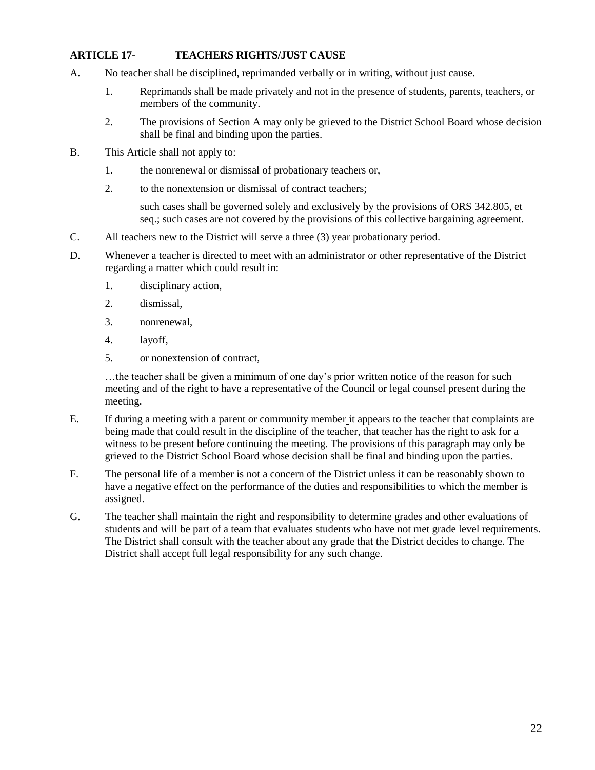## ARTICLE 17- TEACHERS RIGHTS/JUST CAUSE

A. No teacher shall be disciplined, reprimanded verbally or in writing, without just cause.

   1. Reprimands shall be made privately and not in the presence of students, parents, teachers, or members of the community.

   2. The provisions of Section A may only be grieved to the District School Board whose decision shall be final and binding upon the parties.

B. This Article shall not apply to:

   1. the nonrenewal or dismissal of probationary teachers or,

   2. to the nonextension or dismissal of contract teachers;

   such cases shall be governed solely and exclusively by the provisions of ORS 342.805, et seq.; such cases are not covered by the provisions of this collective bargaining agreement.

C. All teachers new to the District will serve a three (3) year probationary period.

D. Whenever a teacher is directed to meet with an administrator or other representative of the District regarding a matter which could result in:

   1. disciplinary action,

   2. dismissal,

   3. nonrenewal,

   4. layoff,

   5. or nonextension of contract,

   …the teacher shall be given a minimum of one day's prior written notice of the reason for such meeting and of the right to have a representative of the Council or legal counsel present during the meeting.

E. If during a meeting with a parent or community member it appears to the teacher that complaints are being made that could result in the discipline of the teacher, that teacher has the right to ask for a witness to be present before continuing the meeting. The provisions of this paragraph may only be grieved to the District School Board whose decision shall be final and binding upon the parties.

F. The personal life of a member is not a concern of the District unless it can be reasonably shown to have a negative effect on the performance of the duties and responsibilities to which the member is assigned.

G. The teacher shall maintain the right and responsibility to determine grades and other evaluations of students and will be part of a team that evaluates students who have not met grade level requirements. The District shall consult with the teacher about any grade that the District decides to change. The District shall accept full legal responsibility for any such change.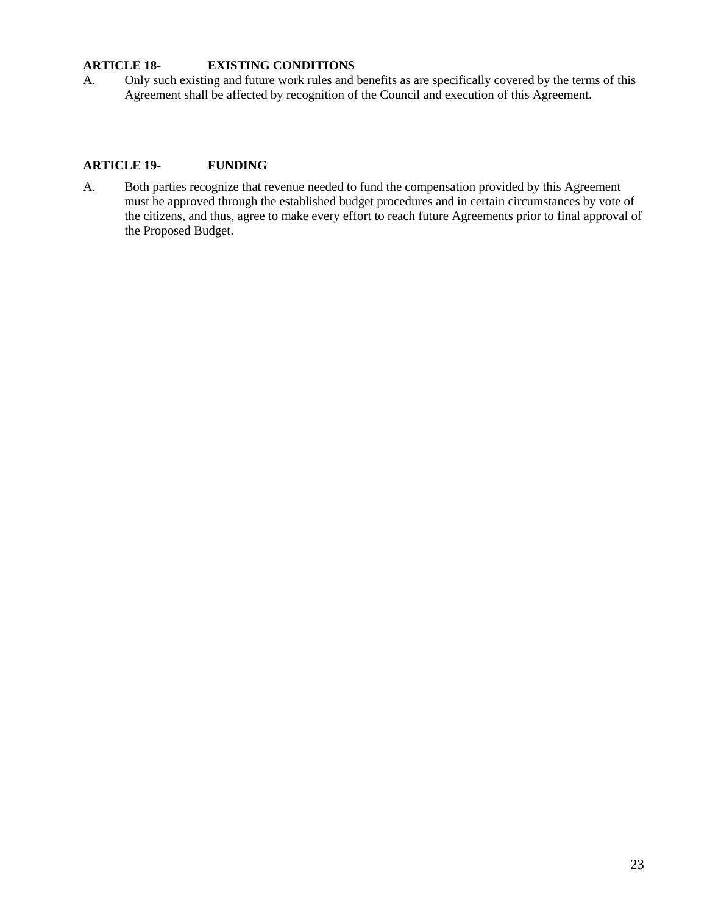## ARTICLE 18- EXISTING CONDITIONS

A. Only such existing and future work rules and benefits as are specifically covered by the terms of this Agreement shall be affected by recognition of the Council and execution of this Agreement.

## ARTICLE 19- FUNDING

A. Both parties recognize that revenue needed to fund the compensation provided by this Agreement must be approved through the established budget procedures and in certain circumstances by vote of the citizens, and thus, agree to make every effort to reach future Agreements prior to final approval of the Proposed Budget.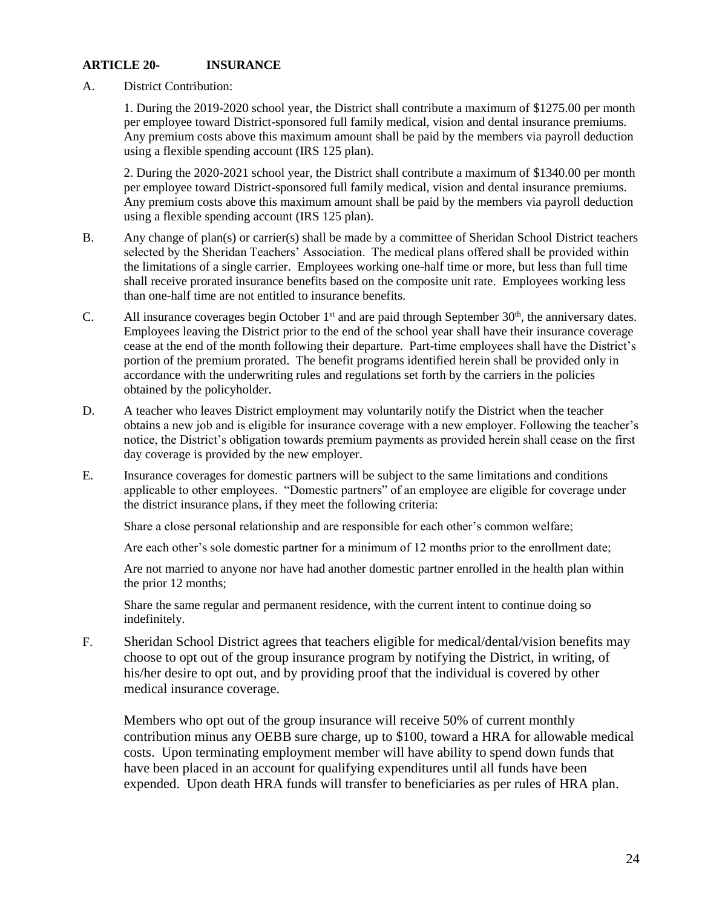## ARTICLE 20- INSURANCE

A. District Contribution:

1. During the 2019-2020 school year, the District shall contribute a maximum of $1275.00 per month per employee toward District-sponsored full family medical, vision and dental insurance premiums. Any premium costs above this maximum amount shall be paid by the members via payroll deduction using a flexible spending account (IRS 125 plan).

2. During the 2020-2021 school year, the District shall contribute a maximum of $1340.00 per month per employee toward District-sponsored full family medical, vision and dental insurance premiums. Any premium costs above this maximum amount shall be paid by the members via payroll deduction using a flexible spending account (IRS 125 plan).

B. Any change of plan(s) or carrier(s) shall be made by a committee of Sheridan School District teachers selected by the Sheridan Teachers' Association. The medical plans offered shall be provided within the limitations of a single carrier. Employees working one-half time or more, but less than full time shall receive prorated insurance benefits based on the composite unit rate. Employees working less than one-half time are not entitled to insurance benefits.

C. All insurance coverages begin October 1st and are paid through September 30th, the anniversary dates. Employees leaving the District prior to the end of the school year shall have their insurance coverage cease at the end of the month following their departure. Part-time employees shall have the District's portion of the premium prorated. The benefit programs identified herein shall be provided only in accordance with the underwriting rules and regulations set forth by the carriers in the policies obtained by the policyholder.

D. A teacher who leaves District employment may voluntarily notify the District when the teacher obtains a new job and is eligible for insurance coverage with a new employer. Following the teacher's notice, the District's obligation towards premium payments as provided herein shall cease on the first day coverage is provided by the new employer.

E. Insurance coverages for domestic partners will be subject to the same limitations and conditions applicable to other employees. "Domestic partners" of an employee are eligible for coverage under the district insurance plans, if they meet the following criteria:

Share a close personal relationship and are responsible for each other's common welfare;

Are each other's sole domestic partner for a minimum of 12 months prior to the enrollment date;

Are not married to anyone nor have had another domestic partner enrolled in the health plan within the prior 12 months;

Share the same regular and permanent residence, with the current intent to continue doing so indefinitely.

F. Sheridan School District agrees that teachers eligible for medical/dental/vision benefits may choose to opt out of the group insurance program by notifying the District, in writing, of his/her desire to opt out, and by providing proof that the individual is covered by other medical insurance coverage.

Members who opt out of the group insurance will receive 50% of current monthly contribution minus any OEBB sure charge, up to $100, toward a HRA for allowable medical costs. Upon terminating employment member will have ability to spend down funds that have been placed in an account for qualifying expenditures until all funds have been expended. Upon death HRA funds will transfer to beneficiaries as per rules of HRA plan.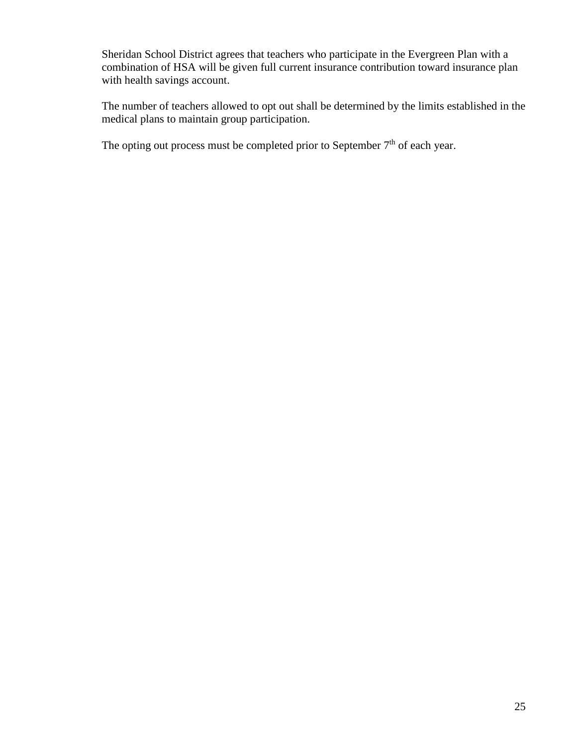Sheridan School District agrees that teachers who participate in the Evergreen Plan with a combination of HSA will be given full current insurance contribution toward insurance plan with health savings account.

The number of teachers allowed to opt out shall be determined by the limits established in the medical plans to maintain group participation.

The opting out process must be completed prior to September 7th of each year.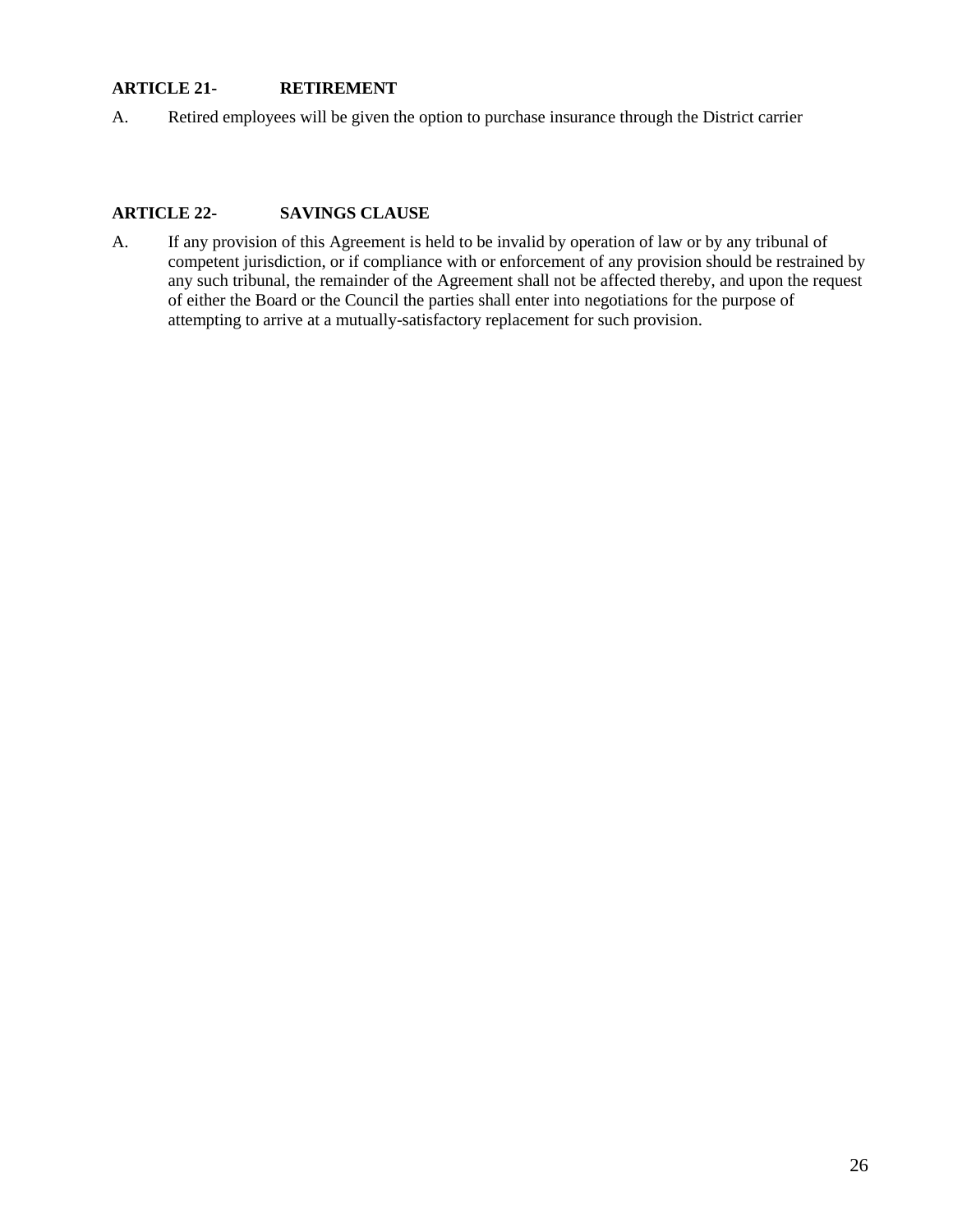## ARTICLE 21- RETIREMENT

A. Retired employees will be given the option to purchase insurance through the District carrier

## ARTICLE 22- SAVINGS CLAUSE

A. If any provision of this Agreement is held to be invalid by operation of law or by any tribunal of competent jurisdiction, or if compliance with or enforcement of any provision should be restrained by any such tribunal, the remainder of the Agreement shall not be affected thereby, and upon the request of either the Board or the Council the parties shall enter into negotiations for the purpose of attempting to arrive at a mutually-satisfactory replacement for such provision.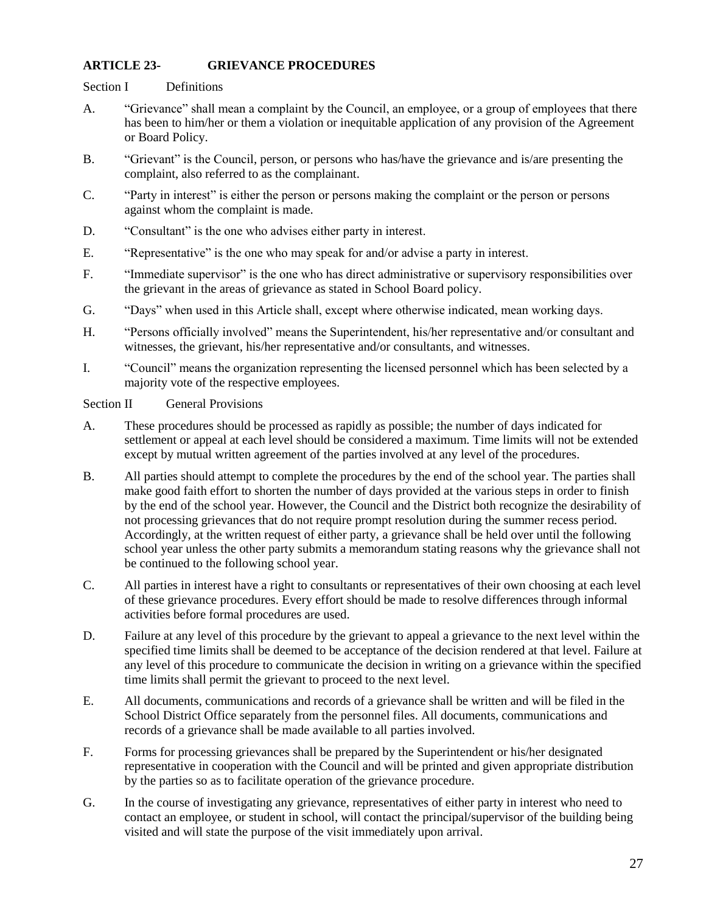## ARTICLE 23- GRIEVANCE PROCEDURES

Section I Definitions

A. "Grievance" shall mean a complaint by the Council, an employee, or a group of employees that there has been to him/her or them a violation or inequitable application of any provision of the Agreement or Board Policy.

B. "Grievant" is the Council, person, or persons who has/have the grievance and is/are presenting the complaint, also referred to as the complainant.

C. "Party in interest" is either the person or persons making the complaint or the person or persons against whom the complaint is made.

D. "Consultant" is the one who advises either party in interest.

E. "Representative" is the one who may speak for and/or advise a party in interest.

F. "Immediate supervisor" is the one who has direct administrative or supervisory responsibilities over the grievant in the areas of grievance as stated in School Board policy.

G. "Days" when used in this Article shall, except where otherwise indicated, mean working days.

H. "Persons officially involved" means the Superintendent, his/her representative and/or consultant and witnesses, the grievant, his/her representative and/or consultants, and witnesses.

I. "Council" means the organization representing the licensed personnel which has been selected by a majority vote of the respective employees.

Section II General Provisions

A. These procedures should be processed as rapidly as possible; the number of days indicated for settlement or appeal at each level should be considered a maximum. Time limits will not be extended except by mutual written agreement of the parties involved at any level of the procedures.

B. All parties should attempt to complete the procedures by the end of the school year. The parties shall make good faith effort to shorten the number of days provided at the various steps in order to finish by the end of the school year. However, the Council and the District both recognize the desirability of not processing grievances that do not require prompt resolution during the summer recess period. Accordingly, at the written request of either party, a grievance shall be held over until the following school year unless the other party submits a memorandum stating reasons why the grievance shall not be continued to the following school year.

C. All parties in interest have a right to consultants or representatives of their own choosing at each level of these grievance procedures. Every effort should be made to resolve differences through informal activities before formal procedures are used.

D. Failure at any level of this procedure by the grievant to appeal a grievance to the next level within the specified time limits shall be deemed to be acceptance of the decision rendered at that level. Failure at any level of this procedure to communicate the decision in writing on a grievance within the specified time limits shall permit the grievant to proceed to the next level.

E. All documents, communications and records of a grievance shall be written and will be filed in the School District Office separately from the personnel files. All documents, communications and records of a grievance shall be made available to all parties involved.

F. Forms for processing grievances shall be prepared by the Superintendent or his/her designated representative in cooperation with the Council and will be printed and given appropriate distribution by the parties so as to facilitate operation of the grievance procedure.

G. In the course of investigating any grievance, representatives of either party in interest who need to contact an employee, or student in school, will contact the principal/supervisor of the building being visited and will state the purpose of the visit immediately upon arrival.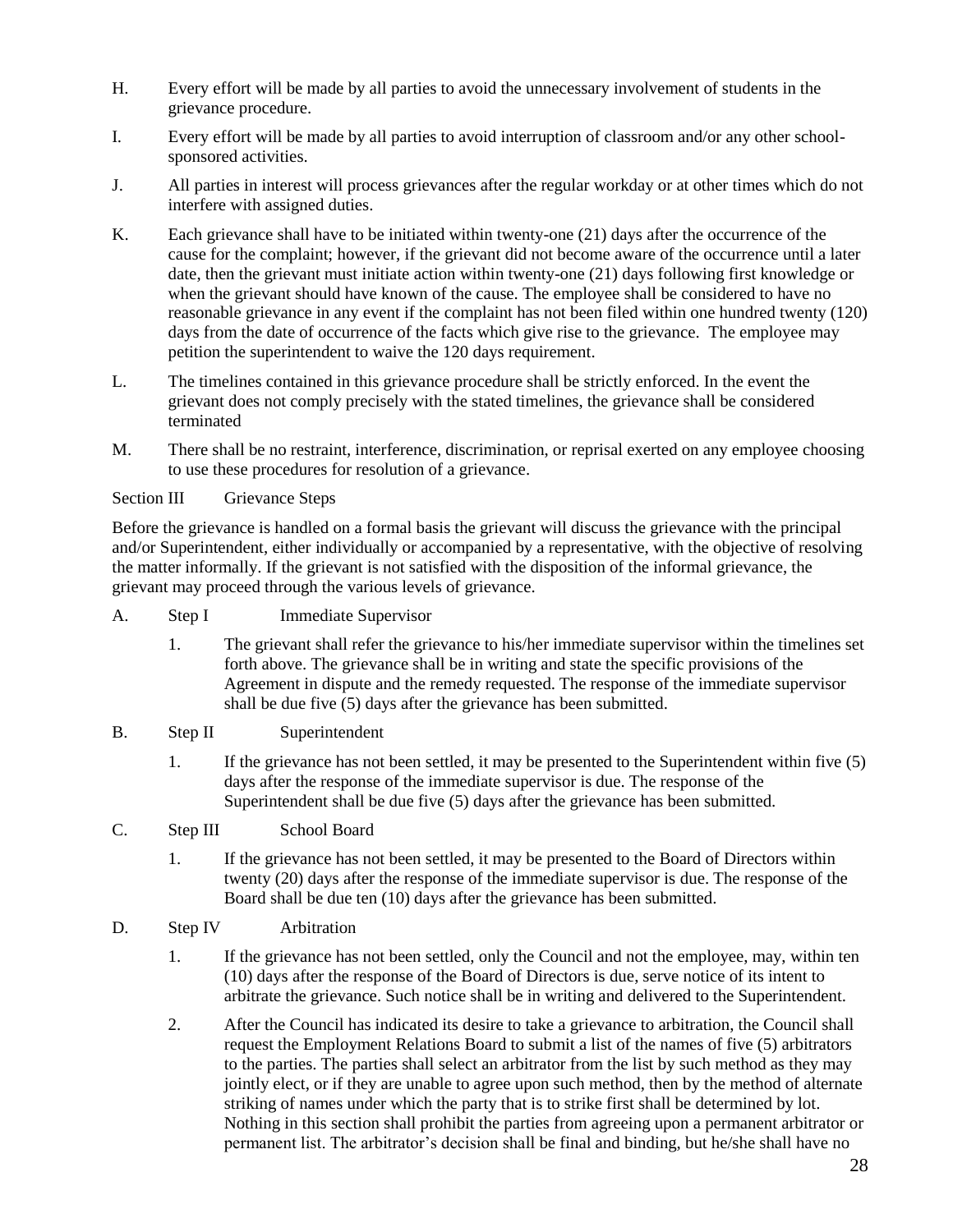H. Every effort will be made by all parties to avoid the unnecessary involvement of students in the grievance procedure.

I. Every effort will be made by all parties to avoid interruption of classroom and/or any other school-sponsored activities.

J. All parties in interest will process grievances after the regular workday or at other times which do not interfere with assigned duties.

K. Each grievance shall have to be initiated within twenty-one (21) days after the occurrence of the cause for the complaint; however, if the grievant did not become aware of the occurrence until a later date, then the grievant must initiate action within twenty-one (21) days following first knowledge or when the grievant should have known of the cause. The employee shall be considered to have no reasonable grievance in any event if the complaint has not been filed within one hundred twenty (120) days from the date of occurrence of the facts which give rise to the grievance. The employee may petition the superintendent to waive the 120 days requirement.

L. The timelines contained in this grievance procedure shall be strictly enforced. In the event the grievant does not comply precisely with the stated timelines, the grievance shall be considered terminated

M. There shall be no restraint, interference, discrimination, or reprisal exerted on any employee choosing to use these procedures for resolution of a grievance.

Section III Grievance Steps

Before the grievance is handled on a formal basis the grievant will discuss the grievance with the principal and/or Superintendent, either individually or accompanied by a representative, with the objective of resolving the matter informally. If the grievant is not satisfied with the disposition of the informal grievance, the grievant may proceed through the various levels of grievance.

A. Step I Immediate Supervisor

   1. The grievant shall refer the grievance to his/her immediate supervisor within the timelines set forth above. The grievance shall be in writing and state the specific provisions of the Agreement in dispute and the remedy requested. The response of the immediate supervisor shall be due five (5) days after the grievance has been submitted.

B. Step II Superintendent

   1. If the grievance has not been settled, it may be presented to the Superintendent within five (5) days after the response of the immediate supervisor is due. The response of the Superintendent shall be due five (5) days after the grievance has been submitted.

C. Step III School Board

   1. If the grievance has not been settled, it may be presented to the Board of Directors within twenty (20) days after the response of the immediate supervisor is due. The response of the Board shall be due ten (10) days after the grievance has been submitted.

D. Step IV Arbitration

   1. If the grievance has not been settled, only the Council and not the employee, may, within ten (10) days after the response of the Board of Directors is due, serve notice of its intent to arbitrate the grievance. Such notice shall be in writing and delivered to the Superintendent.

   2. After the Council has indicated its desire to take a grievance to arbitration, the Council shall request the Employment Relations Board to submit a list of the names of five (5) arbitrators to the parties. The parties shall select an arbitrator from the list by such method as they may jointly elect, or if they are unable to agree upon such method, then by the method of alternate striking of names under which the party that is to strike first shall be determined by lot. Nothing in this section shall prohibit the parties from agreeing upon a permanent arbitrator or permanent list. The arbitrator's decision shall be final and binding, but he/she shall have no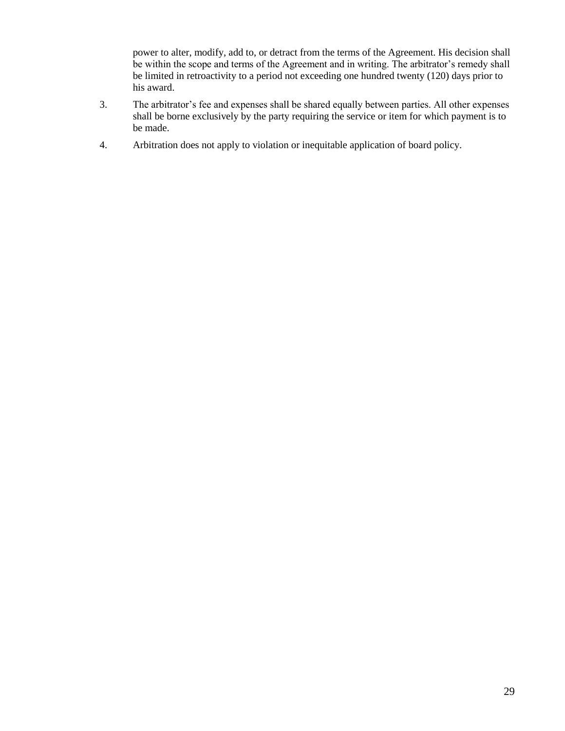power to alter, modify, add to, or detract from the terms of the Agreement. His decision shall be within the scope and terms of the Agreement and in writing. The arbitrator's remedy shall be limited in retroactivity to a period not exceeding one hundred twenty (120) days prior to his award.

3. The arbitrator's fee and expenses shall be shared equally between parties. All other expenses shall be borne exclusively by the party requiring the service or item for which payment is to be made.

4. Arbitration does not apply to violation or inequitable application of board policy.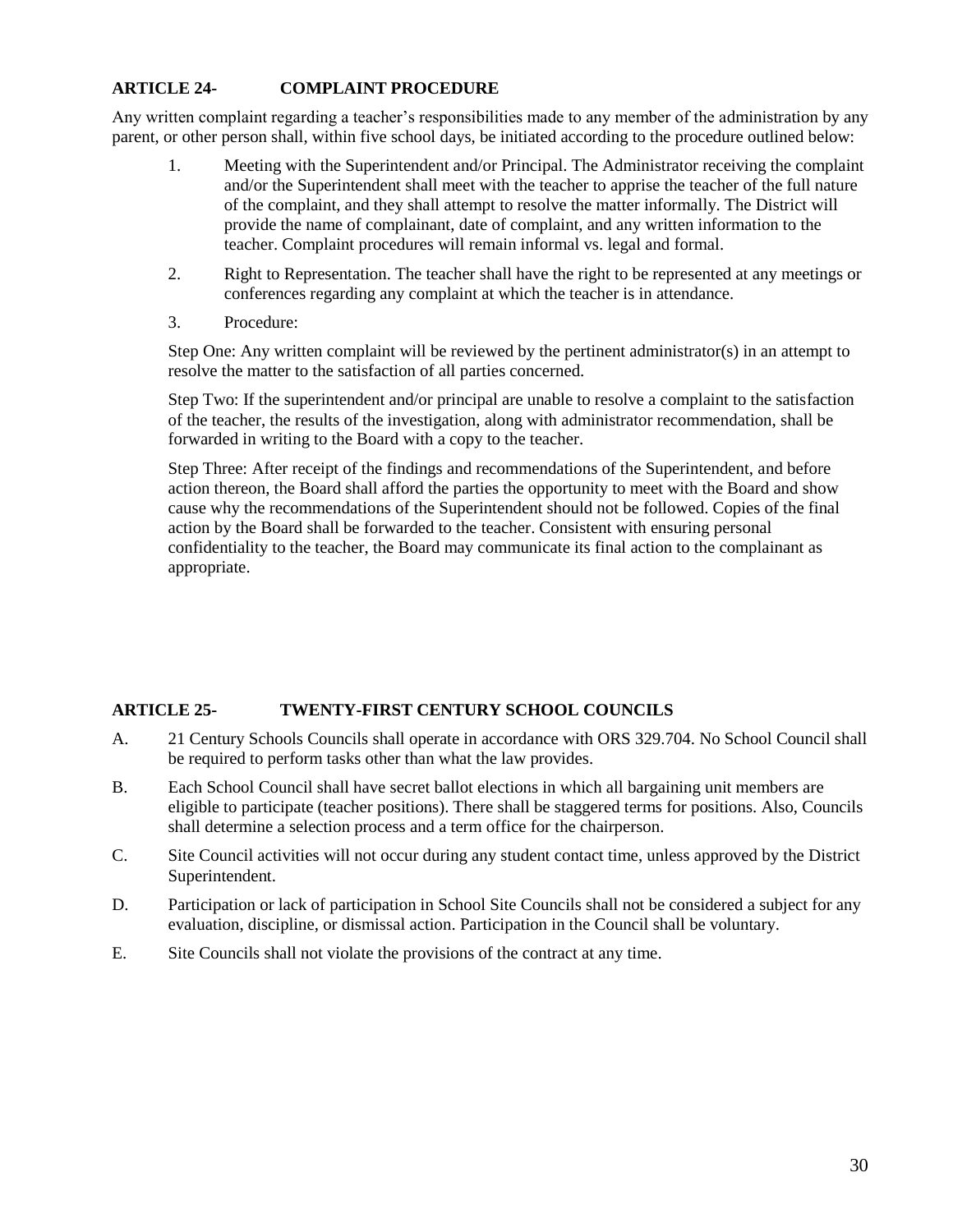## ARTICLE 24- COMPLAINT PROCEDURE

Any written complaint regarding a teacher's responsibilities made to any member of the administration by any parent, or other person shall, within five school days, be initiated according to the procedure outlined below:

1. Meeting with the Superintendent and/or Principal. The Administrator receiving the complaint and/or the Superintendent shall meet with the teacher to apprise the teacher of the full nature of the complaint, and they shall attempt to resolve the matter informally. The District will provide the name of complainant, date of complaint, and any written information to the teacher. Complaint procedures will remain informal vs. legal and formal.
2. Right to Representation. The teacher shall have the right to be represented at any meetings or conferences regarding any complaint at which the teacher is in attendance.
3. Procedure:

Step One: Any written complaint will be reviewed by the pertinent administrator(s) in an attempt to resolve the matter to the satisfaction of all parties concerned.

Step Two: If the superintendent and/or principal are unable to resolve a complaint to the satisfaction of the teacher, the results of the investigation, along with administrator recommendation, shall be forwarded in writing to the Board with a copy to the teacher.

Step Three: After receipt of the findings and recommendations of the Superintendent, and before action thereon, the Board shall afford the parties the opportunity to meet with the Board and show cause why the recommendations of the Superintendent should not be followed. Copies of the final action by the Board shall be forwarded to the teacher. Consistent with ensuring personal confidentiality to the teacher, the Board may communicate its final action to the complainant as appropriate.

## ARTICLE 25- TWENTY-FIRST CENTURY SCHOOL COUNCILS

A. 21 Century Schools Councils shall operate in accordance with ORS 329.704. No School Council shall be required to perform tasks other than what the law provides.

B. Each School Council shall have secret ballot elections in which all bargaining unit members are eligible to participate (teacher positions). There shall be staggered terms for positions. Also, Councils shall determine a selection process and a term office for the chairperson.

C. Site Council activities will not occur during any student contact time, unless approved by the District Superintendent.

D. Participation or lack of participation in School Site Councils shall not be considered a subject for any evaluation, discipline, or dismissal action. Participation in the Council shall be voluntary.

E. Site Councils shall not violate the provisions of the contract at any time.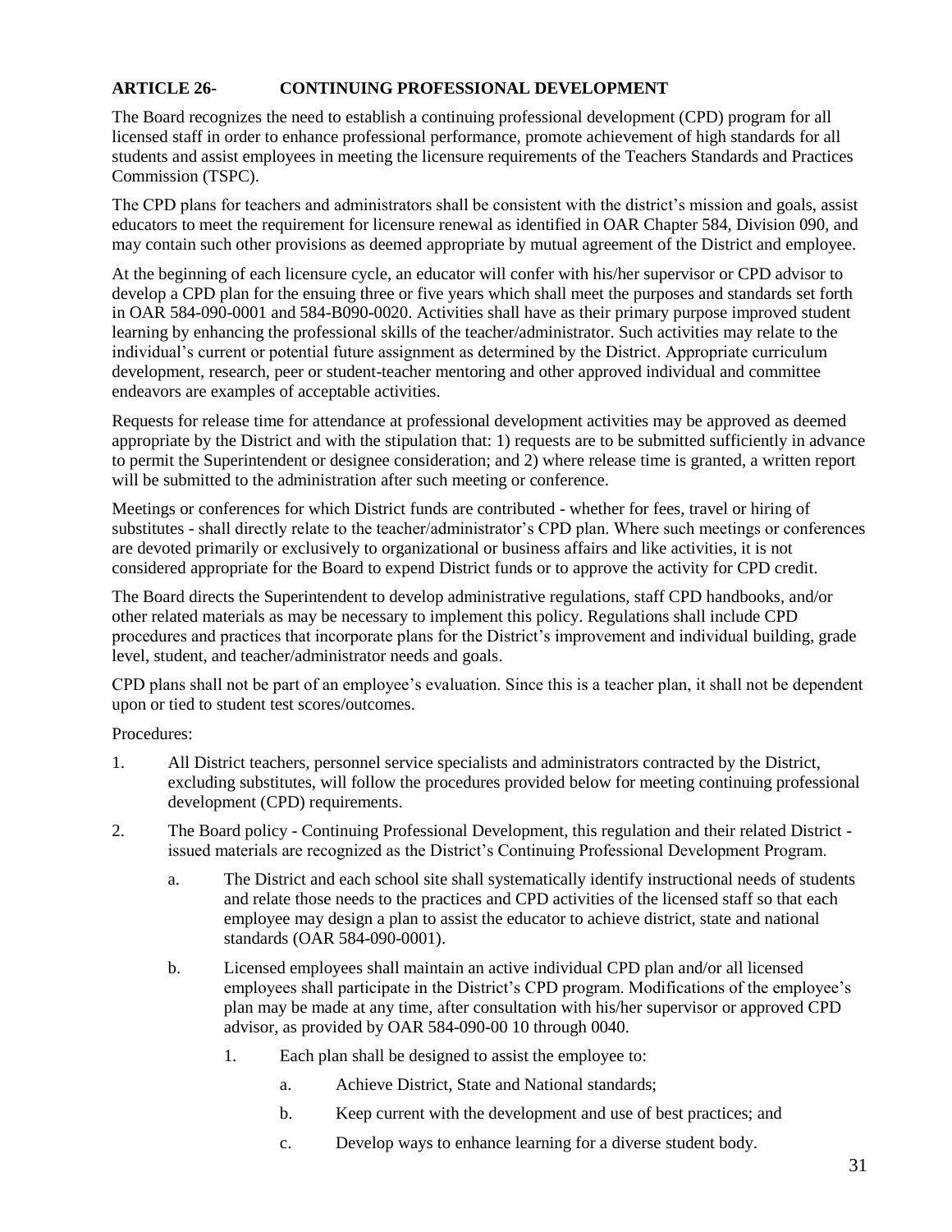## ARTICLE 26- CONTINUING PROFESSIONAL DEVELOPMENT

The Board recognizes the need to establish a continuing professional development (CPD) program for all licensed staff in order to enhance professional performance, promote achievement of high standards for all students and assist employees in meeting the licensure requirements of the Teachers Standards and Practices Commission (TSPC).

The CPD plans for teachers and administrators shall be consistent with the district's mission and goals, assist educators to meet the requirement for licensure renewal as identified in OAR Chapter 584, Division 090, and may contain such other provisions as deemed appropriate by mutual agreement of the District and employee.

At the beginning of each licensure cycle, an educator will confer with his/her supervisor or CPD advisor to develop a CPD plan for the ensuing three or five years which shall meet the purposes and standards set forth in OAR 584-090-0001 and 584-B090-0020. Activities shall have as their primary purpose improved student learning by enhancing the professional skills of the teacher/administrator. Such activities may relate to the individual's current or potential future assignment as determined by the District. Appropriate curriculum development, research, peer or student-teacher mentoring and other approved individual and committee endeavors are examples of acceptable activities.

Requests for release time for attendance at professional development activities may be approved as deemed appropriate by the District and with the stipulation that: 1) requests are to be submitted sufficiently in advance to permit the Superintendent or designee consideration; and 2) where release time is granted, a written report will be submitted to the administration after such meeting or conference.

Meetings or conferences for which District funds are contributed - whether for fees, travel or hiring of substitutes - shall directly relate to the teacher/administrator's CPD plan. Where such meetings or conferences are devoted primarily or exclusively to organizational or business affairs and like activities, it is not considered appropriate for the Board to expend District funds or to approve the activity for CPD credit.

The Board directs the Superintendent to develop administrative regulations, staff CPD handbooks, and/or other related materials as may be necessary to implement this policy. Regulations shall include CPD procedures and practices that incorporate plans for the District's improvement and individual building, grade level, student, and teacher/administrator needs and goals.

CPD plans shall not be part of an employee's evaluation. Since this is a teacher plan, it shall not be dependent upon or tied to student test scores/outcomes.

Procedures:

1. All District teachers, personnel service specialists and administrators contracted by the District, excluding substitutes, will follow the procedures provided below for meeting continuing professional development (CPD) requirements.

2. The Board policy - Continuing Professional Development, this regulation and their related District - issued materials are recognized as the District's Continuing Professional Development Program.

   a. The District and each school site shall systematically identify instructional needs of students and relate those needs to the practices and CPD activities of the licensed staff so that each employee may design a plan to assist the educator to achieve district, state and national standards (OAR 584-090-0001).

   b. Licensed employees shall maintain an active individual CPD plan and/or all licensed employees shall participate in the District's CPD program. Modifications of the employee's plan may be made at any time, after consultation with his/her supervisor or approved CPD advisor, as provided by OAR 584-090-00 10 through 0040.

      1. Each plan shall be designed to assist the employee to:

         a. Achieve District, State and National standards;

         b. Keep current with the development and use of best practices; and

         c. Develop ways to enhance learning for a diverse student body.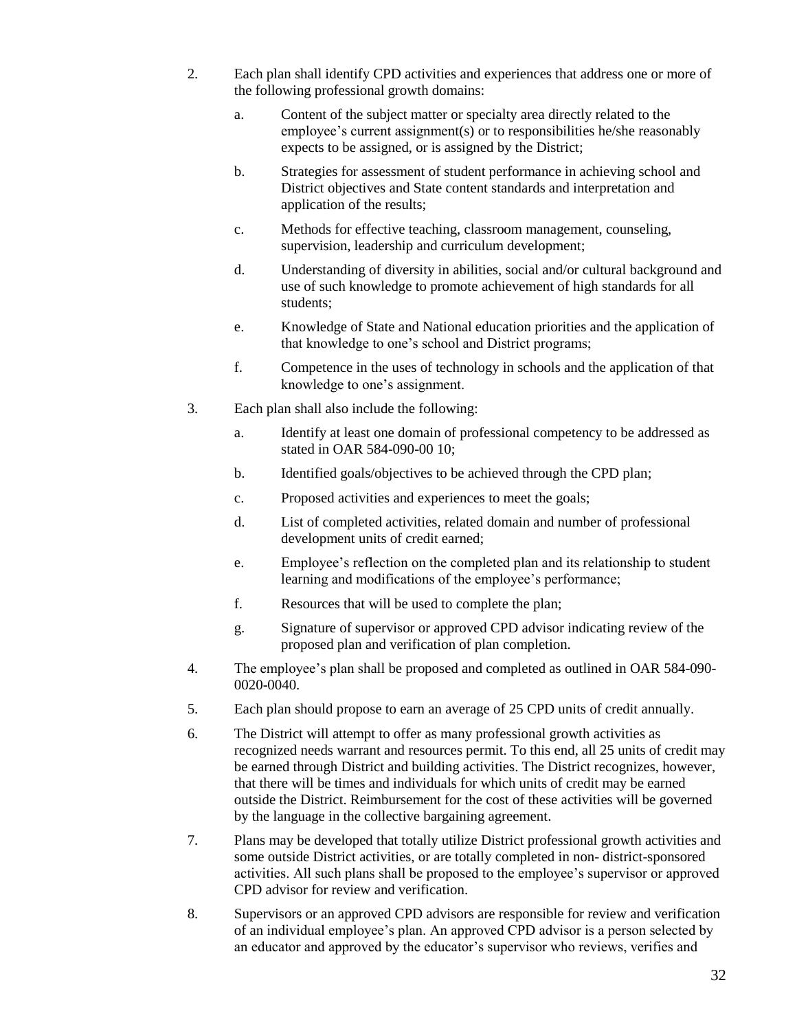2. Each plan shall identify CPD activities and experiences that address one or more of the following professional growth domains:

    a. Content of the subject matter or specialty area directly related to the employee's current assignment(s) or to responsibilities he/she reasonably expects to be assigned, or is assigned by the District;

    b. Strategies for assessment of student performance in achieving school and District objectives and State content standards and interpretation and application of the results;

    c. Methods for effective teaching, classroom management, counseling, supervision, leadership and curriculum development;

    d. Understanding of diversity in abilities, social and/or cultural background and use of such knowledge to promote achievement of high standards for all students;

    e. Knowledge of State and National education priorities and the application of that knowledge to one's school and District programs;

    f. Competence in the uses of technology in schools and the application of that knowledge to one's assignment.

3. Each plan shall also include the following:

    a. Identify at least one domain of professional competency to be addressed as stated in OAR 584-090-00 10;

    b. Identified goals/objectives to be achieved through the CPD plan;

    c. Proposed activities and experiences to meet the goals;

    d. List of completed activities, related domain and number of professional development units of credit earned;

    e. Employee's reflection on the completed plan and its relationship to student learning and modifications of the employee's performance;

    f. Resources that will be used to complete the plan;

    g. Signature of supervisor or approved CPD advisor indicating review of the proposed plan and verification of plan completion.

4. The employee's plan shall be proposed and completed as outlined in OAR 584-090-0020-0040.

5. Each plan should propose to earn an average of 25 CPD units of credit annually.

6. The District will attempt to offer as many professional growth activities as recognized needs warrant and resources permit. To this end, all 25 units of credit may be earned through District and building activities. The District recognizes, however, that there will be times and individuals for which units of credit may be earned outside the District. Reimbursement for the cost of these activities will be governed by the language in the collective bargaining agreement.

7. Plans may be developed that totally utilize District professional growth activities and some outside District activities, or are totally completed in non- district-sponsored activities. All such plans shall be proposed to the employee's supervisor or approved CPD advisor for review and verification.

8. Supervisors or an approved CPD advisors are responsible for review and verification of an individual employee's plan. An approved CPD advisor is a person selected by an educator and approved by the educator's supervisor who reviews, verifies and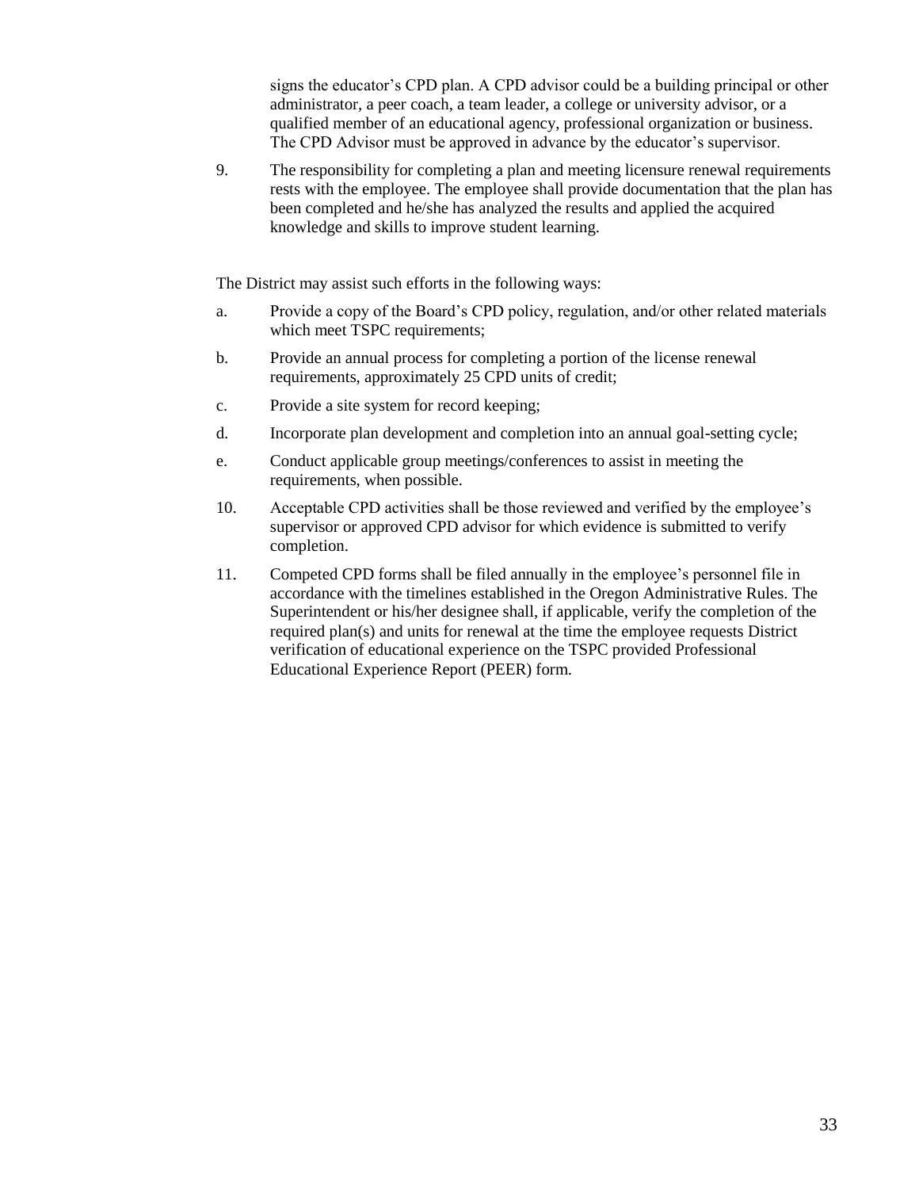signs the educator's CPD plan. A CPD advisor could be a building principal or other administrator, a peer coach, a team leader, a college or university advisor, or a qualified member of an educational agency, professional organization or business. The CPD Advisor must be approved in advance by the educator's supervisor.

9. The responsibility for completing a plan and meeting licensure renewal requirements rests with the employee. The employee shall provide documentation that the plan has been completed and he/she has analyzed the results and applied the acquired knowledge and skills to improve student learning.

The District may assist such efforts in the following ways:

a. Provide a copy of the Board's CPD policy, regulation, and/or other related materials which meet TSPC requirements;

b. Provide an annual process for completing a portion of the license renewal requirements, approximately 25 CPD units of credit;

c. Provide a site system for record keeping;

d. Incorporate plan development and completion into an annual goal-setting cycle;

e. Conduct applicable group meetings/conferences to assist in meeting the requirements, when possible.

10. Acceptable CPD activities shall be those reviewed and verified by the employee's supervisor or approved CPD advisor for which evidence is submitted to verify completion.

11. Competed CPD forms shall be filed annually in the employee's personnel file in accordance with the timelines established in the Oregon Administrative Rules. The Superintendent or his/her designee shall, if applicable, verify the completion of the required plan(s) and units for renewal at the time the employee requests District verification of educational experience on the TSPC provided Professional Educational Experience Report (PEER) form.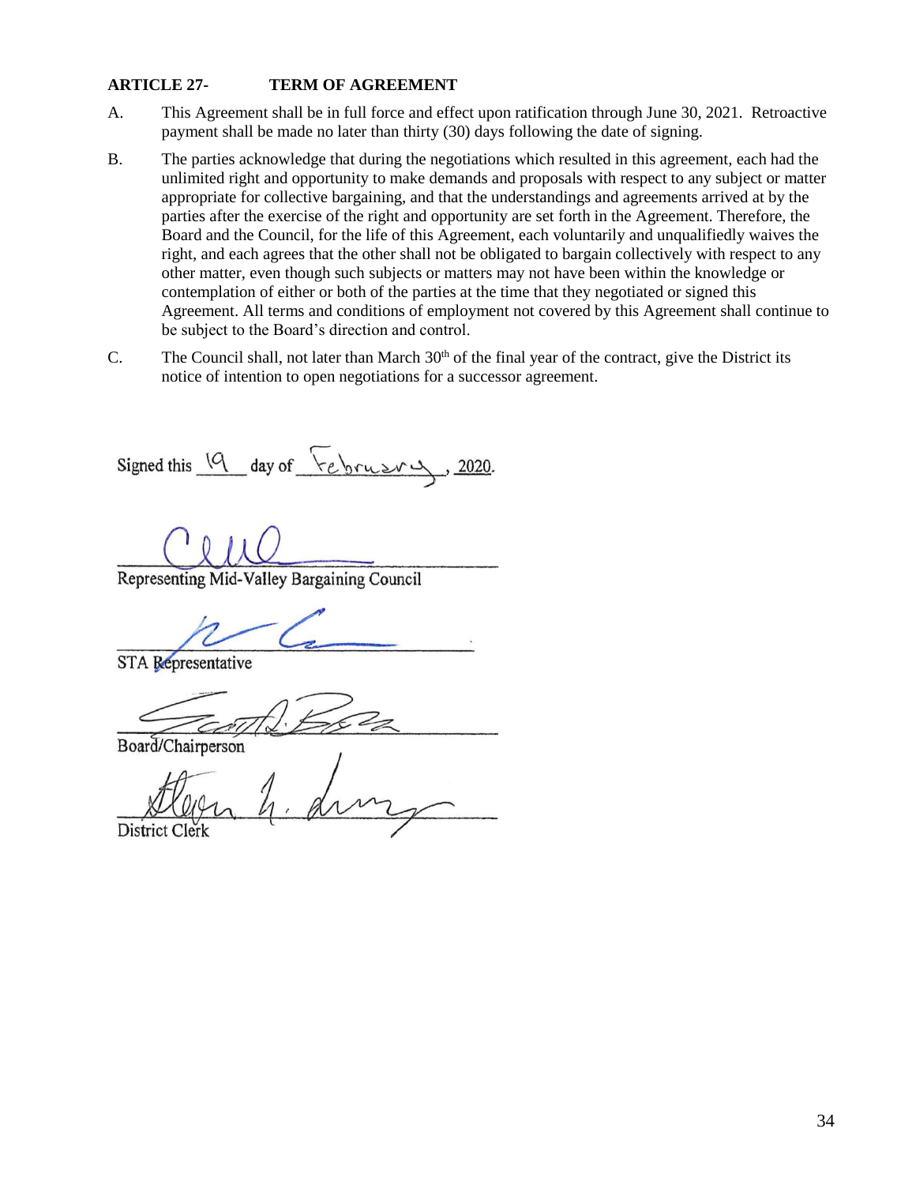**ARTICLE 27- TERM OF AGREEMENT**

A. This Agreement shall be in full force and effect upon ratification through June 30, 2021. Retroactive payment shall be made no later than thirty (30) days following the date of signing.

B. The parties acknowledge that during the negotiations which resulted in this agreement, each had the unlimited right and opportunity to make demands and proposals with respect to any subject or matter appropriate for collective bargaining, and that the understandings and agreements arrived at by the parties after the exercise of the right and opportunity are set forth in the Agreement. Therefore, the Board and the Council, for the life of this Agreement, each voluntarily and unqualifiedly waives the right, and each agrees that the other shall not be obligated to bargain collectively with respect to any other matter, even though such subjects or matters may not have been within the knowledge or contemplation of either or both of the parties at the time that they negotiated or signed this Agreement. All terms and conditions of employment not covered by this Agreement shall continue to be subject to the Board's direction and control.

C. The Council shall, not later than March 30th of the final year of the contract, give the District its notice of intention to open negotiations for a successor agreement.

Signed this 19 day of February, 2020.

\_\_\_\_\_\_\_\_\_\_\_\_\_\_\_\_\_\_\_\_\_\_\_\_\_\_\_\_\_\_\_\_\_\_\_\_\_\_
Representing Mid-Valley Bargaining Council

\_\_\_\_\_\_\_\_\_\_\_\_\_\_\_\_\_\_\_\_\_\_\_\_\_\_\_\_\_\_\_\_\_\_\_\_\_\_
STA Representative

\_\_\_\_\_\_\_\_\_\_\_\_\_\_\_\_\_\_\_\_\_\_\_\_\_\_\_\_\_\_\_\_\_\_\_\_\_\_
Board/Chairperson

\_\_\_\_\_\_\_\_\_\_\_\_\_\_\_\_\_\_\_\_\_\_\_\_\_\_\_\_\_\_\_\_\_\_\_\_\_\_
District Clerk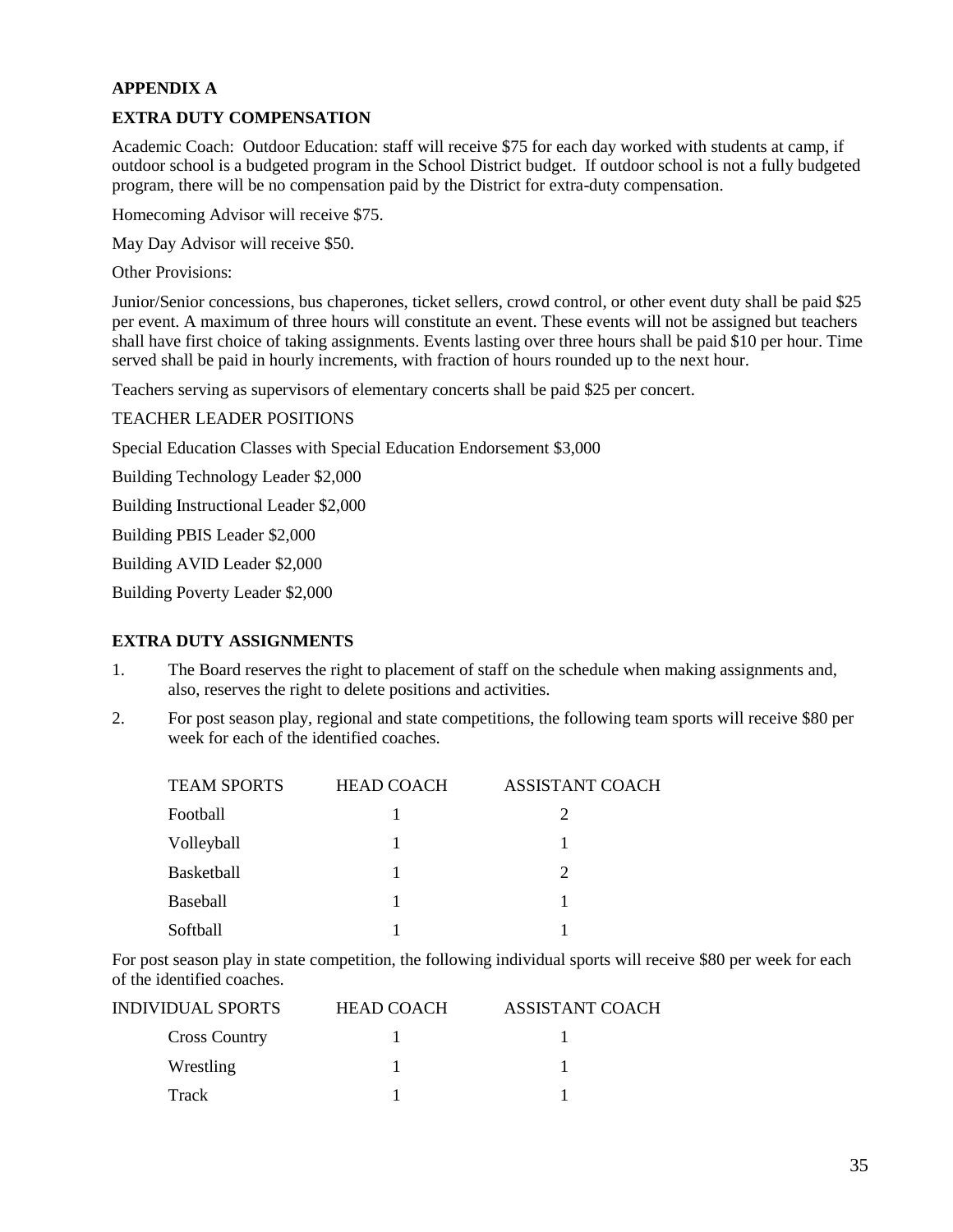## APPENDIX A

## EXTRA DUTY COMPENSATION

Academic Coach: Outdoor Education: staff will receive $75 for each day worked with students at camp, if outdoor school is a budgeted program in the School District budget. If outdoor school is not a fully budgeted program, there will be no compensation paid by the District for extra-duty compensation.

Homecoming Advisor will receive $75.

May Day Advisor will receive $50.

Other Provisions:

Junior/Senior concessions, bus chaperones, ticket sellers, crowd control, or other event duty shall be paid $25 per event. A maximum of three hours will constitute an event. These events will not be assigned but teachers shall have first choice of taking assignments. Events lasting over three hours shall be paid $10 per hour. Time served shall be paid in hourly increments, with fraction of hours rounded up to the next hour.

Teachers serving as supervisors of elementary concerts shall be paid $25 per concert.

TEACHER LEADER POSITIONS

Special Education Classes with Special Education Endorsement $3,000

Building Technology Leader $2,000

Building Instructional Leader $2,000

Building PBIS Leader $2,000

Building AVID Leader $2,000

Building Poverty Leader $2,000

## EXTRA DUTY ASSIGNMENTS

1. The Board reserves the right to placement of staff on the schedule when making assignments and, also, reserves the right to delete positions and activities.
2. For post season play, regional and state competitions, the following team sports will receive $80 per week for each of the identified coaches.

| TEAM SPORTS | HEAD COACH | ASSISTANT COACH |
|---|---|---|
| Football | 1 | 2 |
| Volleyball | 1 | 1 |
| Basketball | 1 | 2 |
| Baseball | 1 | 1 |
| Softball | 1 | 1 |

For post season play in state competition, the following individual sports will receive $80 per week for each of the identified coaches.

| INDIVIDUAL SPORTS | HEAD COACH | ASSISTANT COACH |
|---|---|---|
| Cross Country | 1 | 1 |
| Wrestling | 1 | 1 |
| Track | 1 | 1 |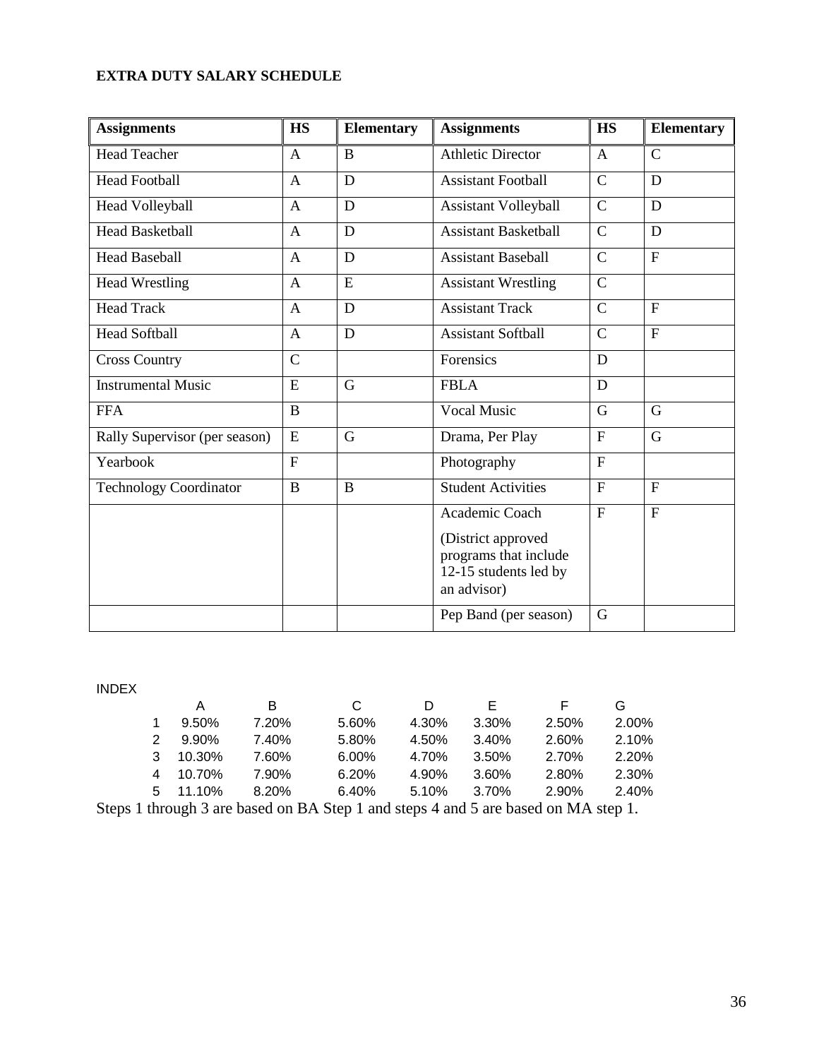**EXTRA DUTY SALARY SCHEDULE**

| **Assignments** | **HS** | **Elementary** | **Assignments** | **HS** | **Elementary** |
|---|---|---|---|---|---|
| Head Teacher | A | B | Athletic Director | A | C |
| Head Football | A | D | Assistant Football | C | D |
| Head Volleyball | A | D | Assistant Volleyball | C | D |
| Head Basketball | A | D | Assistant Basketball | C | D |
| Head Baseball | A | D | Assistant Baseball | C | F |
| Head Wrestling | A | E | Assistant Wrestling | C | |
| Head Track | A | D | Assistant Track | C | F |
| Head Softball | A | D | Assistant Softball | C | F |
| Cross Country | C | | Forensics | D | |
| Instrumental Music | E | G | FBLA | D | |
| FFA | B | | Vocal Music | G | G |
| Rally Supervisor (per season) | E | G | Drama, Per Play | F | G |
| Yearbook | F | | Photography | F | |
| Technology Coordinator | B | B | Student Activities | F | F |
| | | | Academic Coach (District approved programs that include 12-15 students led by an advisor) | F | F |
| | | | Pep Band (per season) | G | |

INDEX

| | A | B | C | D | E | F | G |
|---|---|---|---|---|---|---|---|
| 1 | 9.50% | 7.20% | 5.60% | 4.30% | 3.30% | 2.50% | 2.00% |
| 2 | 9.90% | 7.40% | 5.80% | 4.50% | 3.40% | 2.60% | 2.10% |
| 3 | 10.30% | 7.60% | 6.00% | 4.70% | 3.50% | 2.70% | 2.20% |
| 4 | 10.70% | 7.90% | 6.20% | 4.90% | 3.60% | 2.80% | 2.30% |
| 5 | 11.10% | 8.20% | 6.40% | 5.10% | 3.70% | 2.90% | 2.40% |

Steps 1 through 3 are based on BA Step 1 and steps 4 and 5 are based on MA step 1.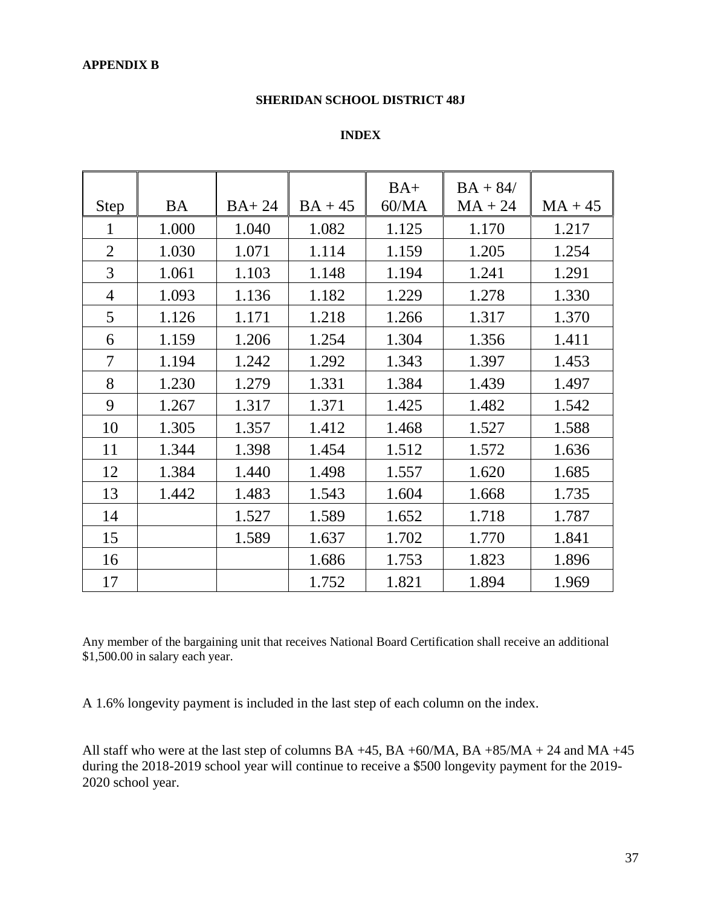**APPENDIX B**

**SHERIDAN SCHOOL DISTRICT 48J**

**INDEX**

| Step | BA | BA+ 24 | BA + 45 | BA+ 60/MA | BA + 84/ MA + 24 | MA + 45 |
|---|---|---|---|---|---|---|
| 1 | 1.000 | 1.040 | 1.082 | 1.125 | 1.170 | 1.217 |
| 2 | 1.030 | 1.071 | 1.114 | 1.159 | 1.205 | 1.254 |
| 3 | 1.061 | 1.103 | 1.148 | 1.194 | 1.241 | 1.291 |
| 4 | 1.093 | 1.136 | 1.182 | 1.229 | 1.278 | 1.330 |
| 5 | 1.126 | 1.171 | 1.218 | 1.266 | 1.317 | 1.370 |
| 6 | 1.159 | 1.206 | 1.254 | 1.304 | 1.356 | 1.411 |
| 7 | 1.194 | 1.242 | 1.292 | 1.343 | 1.397 | 1.453 |
| 8 | 1.230 | 1.279 | 1.331 | 1.384 | 1.439 | 1.497 |
| 9 | 1.267 | 1.317 | 1.371 | 1.425 | 1.482 | 1.542 |
| 10 | 1.305 | 1.357 | 1.412 | 1.468 | 1.527 | 1.588 |
| 11 | 1.344 | 1.398 | 1.454 | 1.512 | 1.572 | 1.636 |
| 12 | 1.384 | 1.440 | 1.498 | 1.557 | 1.620 | 1.685 |
| 13 | 1.442 | 1.483 | 1.543 | 1.604 | 1.668 | 1.735 |
| 14 | | 1.527 | 1.589 | 1.652 | 1.718 | 1.787 |
| 15 | | 1.589 | 1.637 | 1.702 | 1.770 | 1.841 |
| 16 | | | 1.686 | 1.753 | 1.823 | 1.896 |
| 17 | | | 1.752 | 1.821 | 1.894 | 1.969 |

Any member of the bargaining unit that receives National Board Certification shall receive an additional $1,500.00 in salary each year.

A 1.6% longevity payment is included in the last step of each column on the index.

All staff who were at the last step of columns BA +45, BA +60/MA, BA +85/MA + 24 and MA +45 during the 2018-2019 school year will continue to receive a $500 longevity payment for the 2019-2020 school year.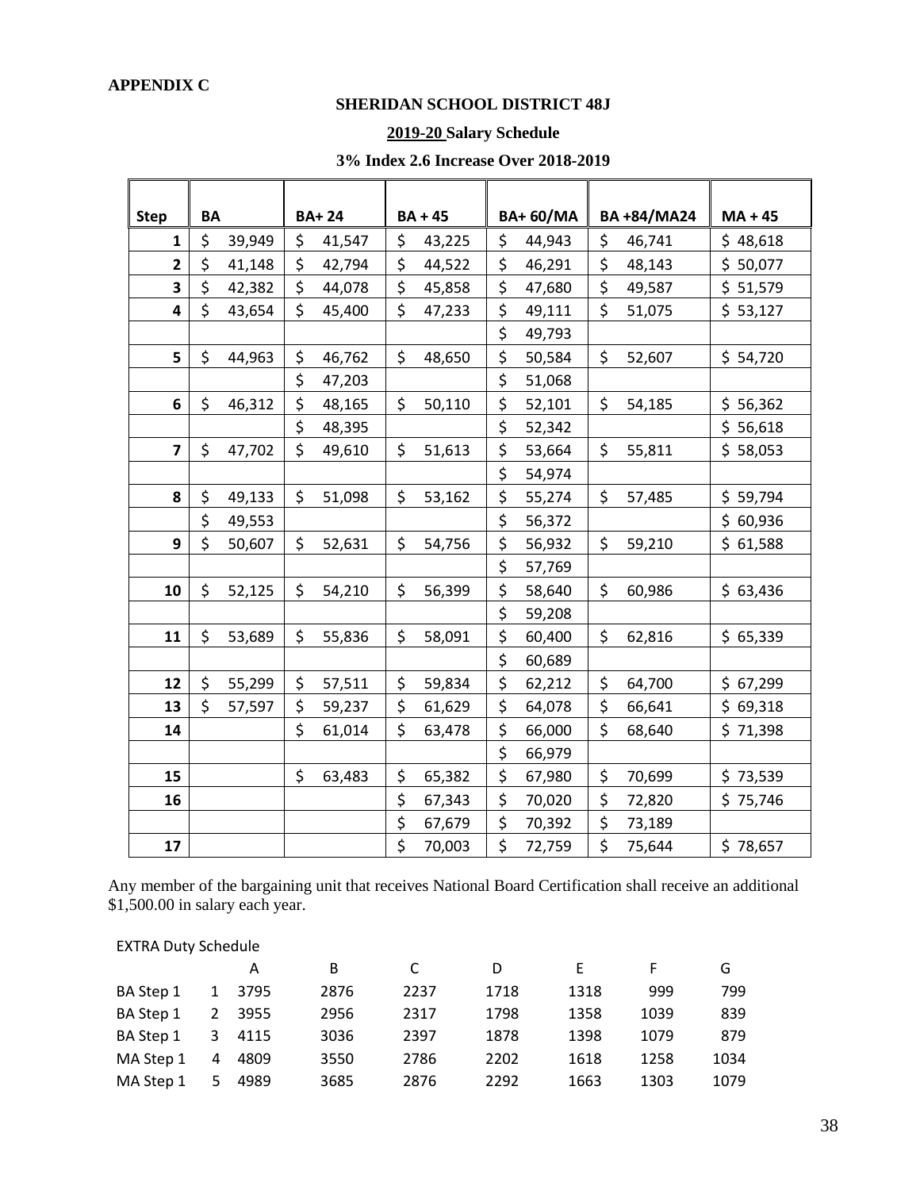**APPENDIX C**

**SHERIDAN SCHOOL DISTRICT 48J**

**2019-20 Salary Schedule**

**3% Index 2.6 Increase Over 2018-2019**

| Step | BA | BA+ 24 | BA + 45 | BA+ 60/MA | BA +84/MA24 | MA + 45 |
|---|---|---|---|---|---|---|
| 1 | $ 39,949 | $ 41,547 | $ 43,225 | $ 44,943 | $ 46,741 | $ 48,618 |
| 2 | $ 41,148 | $ 42,794 | $ 44,522 | $ 46,291 | $ 48,143 | $ 50,077 |
| 3 | $ 42,382 | $ 44,078 | $ 45,858 | $ 47,680 | $ 49,587 | $ 51,579 |
| 4 | $ 43,654 | $ 45,400 | $ 47,233 | $ 49,111 | $ 51,075 | $ 53,127 |
| | | | | $ 49,793 | | |
| 5 | $ 44,963 | $ 46,762 | $ 48,650 | $ 50,584 | $ 52,607 | $ 54,720 |
| | | $ 47,203 | | $ 51,068 | | |
| 6 | $ 46,312 | $ 48,165 | $ 50,110 | $ 52,101 | $ 54,185 | $ 56,362 |
| | | $ 48,395 | | $ 52,342 | | $ 56,618 |
| 7 | $ 47,702 | $ 49,610 | $ 51,613 | $ 53,664 | $ 55,811 | $ 58,053 |
| | | | | $ 54,974 | | |
| 8 | $ 49,133 | $ 51,098 | $ 53,162 | $ 55,274 | $ 57,485 | $ 59,794 |
| | $ 49,553 | | | $ 56,372 | | $ 60,936 |
| 9 | $ 50,607 | $ 52,631 | $ 54,756 | $ 56,932 | $ 59,210 | $ 61,588 |
| | | | | $ 57,769 | | |
| 10 | $ 52,125 | $ 54,210 | $ 56,399 | $ 58,640 | $ 60,986 | $ 63,436 |
| | | | | $ 59,208 | | |
| 11 | $ 53,689 | $ 55,836 | $ 58,091 | $ 60,400 | $ 62,816 | $ 65,339 |
| | | | | $ 60,689 | | |
| 12 | $ 55,299 | $ 57,511 | $ 59,834 | $ 62,212 | $ 64,700 | $ 67,299 |
| 13 | $ 57,597 | $ 59,237 | $ 61,629 | $ 64,078 | $ 66,641 | $ 69,318 |
| 14 | | $ 61,014 | $ 63,478 | $ 66,000 | $ 68,640 | $ 71,398 |
| | | | | $ 66,979 | | |
| 15 | | $ 63,483 | $ 65,382 | $ 67,980 | $ 70,699 | $ 73,539 |
| 16 | | | $ 67,343 | $ 70,020 | $ 72,820 | $ 75,746 |
| | | | $ 67,679 | $ 70,392 | $ 73,189 | |
| 17 | | | $ 70,003 | $ 72,759 | $ 75,644 | $ 78,657 |

Any member of the bargaining unit that receives National Board Certification shall receive an additional $1,500.00 in salary each year.

EXTRA Duty Schedule

| | | A | B | C | D | E | F | G |
|---|---|---|---|---|---|---|---|---|
| BA Step 1 | 1 | 3795 | 2876 | 2237 | 1718 | 1318 | 999 | 799 |
| BA Step 1 | 2 | 3955 | 2956 | 2317 | 1798 | 1358 | 1039 | 839 |
| BA Step 1 | 3 | 4115 | 3036 | 2397 | 1878 | 1398 | 1079 | 879 |
| MA Step 1 | 4 | 4809 | 3550 | 2786 | 2202 | 1618 | 1258 | 1034 |
| MA Step 1 | 5 | 4989 | 3685 | 2876 | 2292 | 1663 | 1303 | 1079 |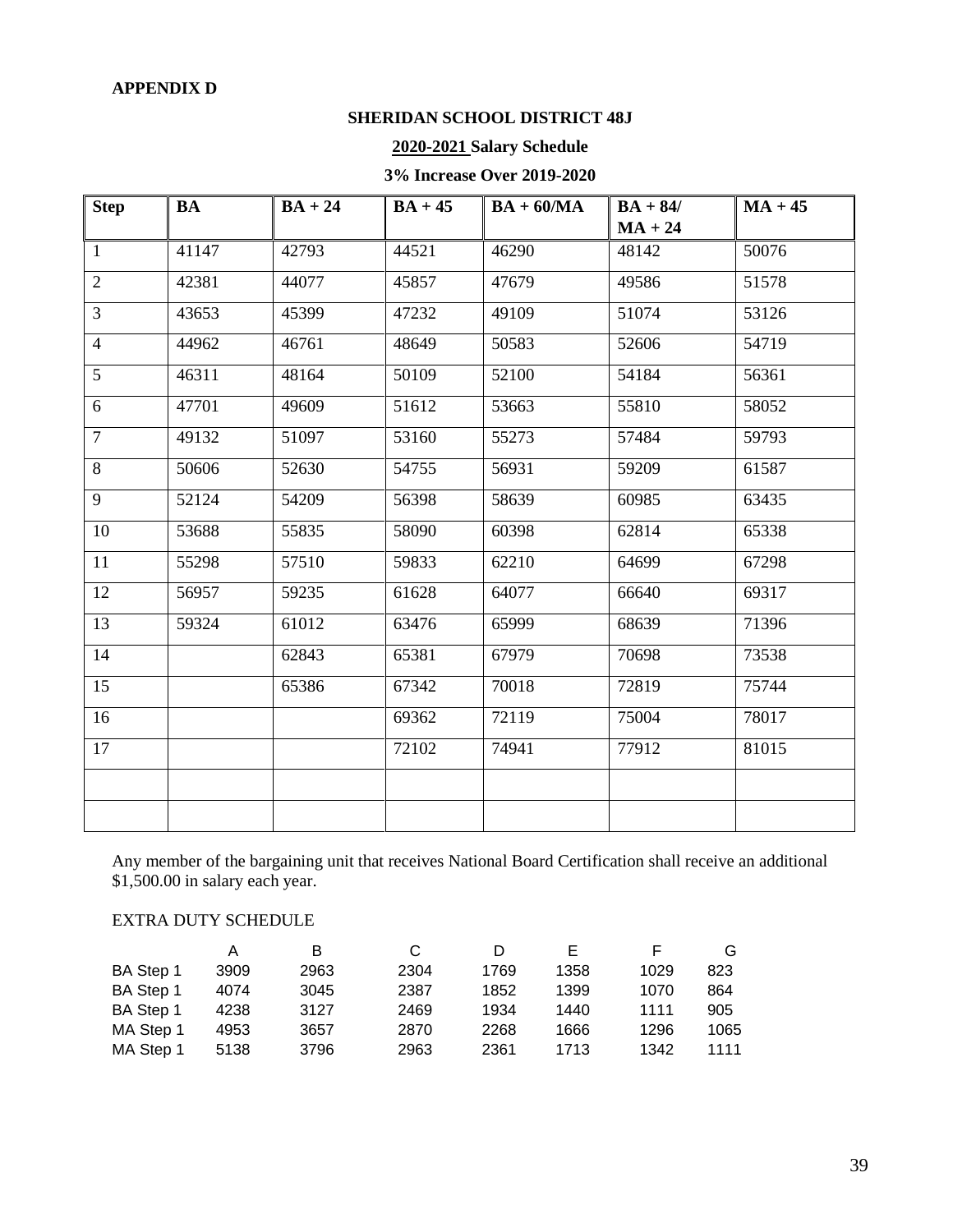**APPENDIX D**

**SHERIDAN SCHOOL DISTRICT 48J**

**2020-2021 Salary Schedule**

**3% Increase Over 2019-2020**

| Step | BA | BA + 24 | BA + 45 | BA + 60/MA | BA + 84/ MA + 24 | MA + 45 |
|---|---|---|---|---|---|---|
| 1 | 41147 | 42793 | 44521 | 46290 | 48142 | 50076 |
| 2 | 42381 | 44077 | 45857 | 47679 | 49586 | 51578 |
| 3 | 43653 | 45399 | 47232 | 49109 | 51074 | 53126 |
| 4 | 44962 | 46761 | 48649 | 50583 | 52606 | 54719 |
| 5 | 46311 | 48164 | 50109 | 52100 | 54184 | 56361 |
| 6 | 47701 | 49609 | 51612 | 53663 | 55810 | 58052 |
| 7 | 49132 | 51097 | 53160 | 55273 | 57484 | 59793 |
| 8 | 50606 | 52630 | 54755 | 56931 | 59209 | 61587 |
| 9 | 52124 | 54209 | 56398 | 58639 | 60985 | 63435 |
| 10 | 53688 | 55835 | 58090 | 60398 | 62814 | 65338 |
| 11 | 55298 | 57510 | 59833 | 62210 | 64699 | 67298 |
| 12 | 56957 | 59235 | 61628 | 64077 | 66640 | 69317 |
| 13 | 59324 | 61012 | 63476 | 65999 | 68639 | 71396 |
| 14 | | 62843 | 65381 | 67979 | 70698 | 73538 |
| 15 | | 65386 | 67342 | 70018 | 72819 | 75744 |
| 16 | | | 69362 | 72119 | 75004 | 78017 |
| 17 | | | 72102 | 74941 | 77912 | 81015 |
| | | | | | | |
| | | | | | | |

Any member of the bargaining unit that receives National Board Certification shall receive an additional $1,500.00 in salary each year.

EXTRA DUTY SCHEDULE

| | A | B | C | D | E | F | G |
|---|---|---|---|---|---|---|---|
| BA Step 1 | 3909 | 2963 | 2304 | 1769 | 1358 | 1029 | 823 |
| BA Step 1 | 4074 | 3045 | 2387 | 1852 | 1399 | 1070 | 864 |
| BA Step 1 | 4238 | 3127 | 2469 | 1934 | 1440 | 1111 | 905 |
| MA Step 1 | 4953 | 3657 | 2870 | 2268 | 1666 | 1296 | 1065 |
| MA Step 1 | 5138 | 3796 | 2963 | 2361 | 1713 | 1342 | 1111 |